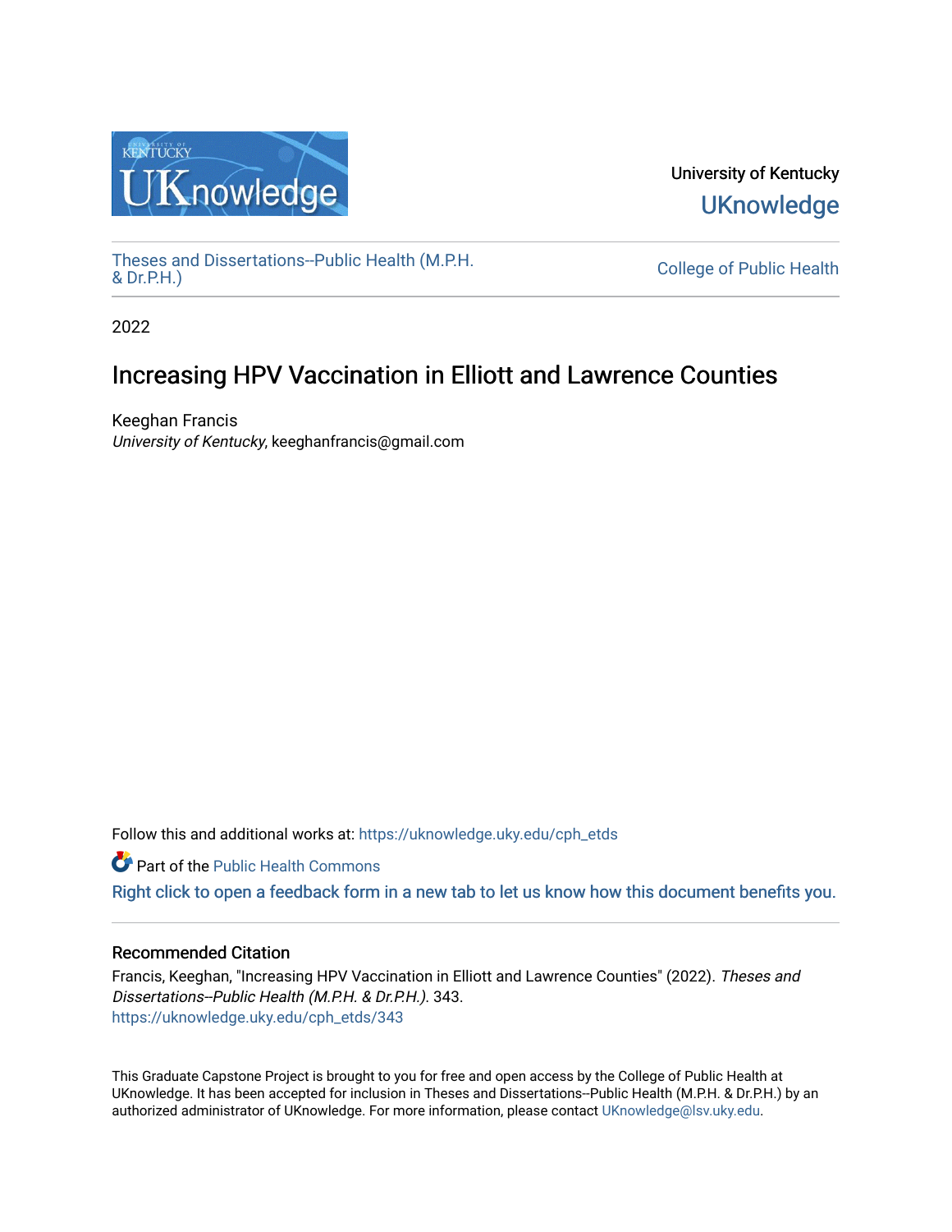University of Kentucky

UKnowledge

Theses and Dissertations--Public Health (M.P.H. & Dr.P.H.)

College of Public Health

2022

# Increasing HPV Vaccination in Elliott and Lawrence Counties

Keeghan Francis
*University of Kentucky*, keeghanfrancis@gmail.com

Follow this and additional works at: https://uknowledge.uky.edu/cph_etds

Part of the Public Health Commons

Right click to open a feedback form in a new tab to let us know how this document benefits you.

### Recommended Citation

Francis, Keeghan, "Increasing HPV Vaccination in Elliott and Lawrence Counties" (2022). *Theses and Dissertations--Public Health (M.P.H. & Dr.P.H.)*. 343.
https://uknowledge.uky.edu/cph_etds/343

This Graduate Capstone Project is brought to you for free and open access by the College of Public Health at UKnowledge. It has been accepted for inclusion in Theses and Dissertations--Public Health (M.P.H. & Dr.P.H.) by an authorized administrator of UKnowledge. For more information, please contact UKnowledge@lsv.uky.edu.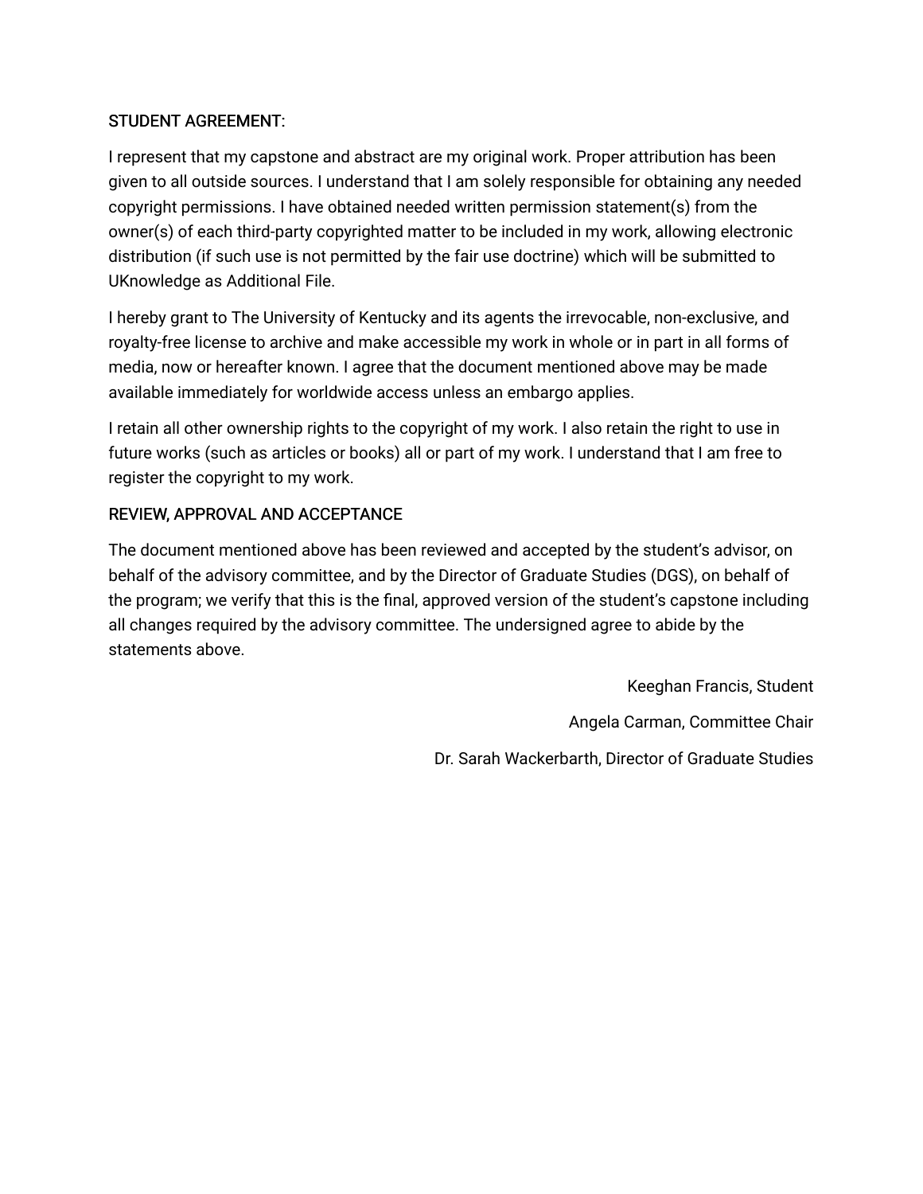## STUDENT AGREEMENT:

I represent that my capstone and abstract are my original work. Proper attribution has been given to all outside sources. I understand that I am solely responsible for obtaining any needed copyright permissions. I have obtained needed written permission statement(s) from the owner(s) of each third-party copyrighted matter to be included in my work, allowing electronic distribution (if such use is not permitted by the fair use doctrine) which will be submitted to UKnowledge as Additional File.

I hereby grant to The University of Kentucky and its agents the irrevocable, non-exclusive, and royalty-free license to archive and make accessible my work in whole or in part in all forms of media, now or hereafter known. I agree that the document mentioned above may be made available immediately for worldwide access unless an embargo applies.

I retain all other ownership rights to the copyright of my work. I also retain the right to use in future works (such as articles or books) all or part of my work. I understand that I am free to register the copyright to my work.

## REVIEW, APPROVAL AND ACCEPTANCE

The document mentioned above has been reviewed and accepted by the student's advisor, on behalf of the advisory committee, and by the Director of Graduate Studies (DGS), on behalf of the program; we verify that this is the final, approved version of the student's capstone including all changes required by the advisory committee. The undersigned agree to abide by the statements above.

Keeghan Francis, Student

Angela Carman, Committee Chair

Dr. Sarah Wackerbarth, Director of Graduate Studies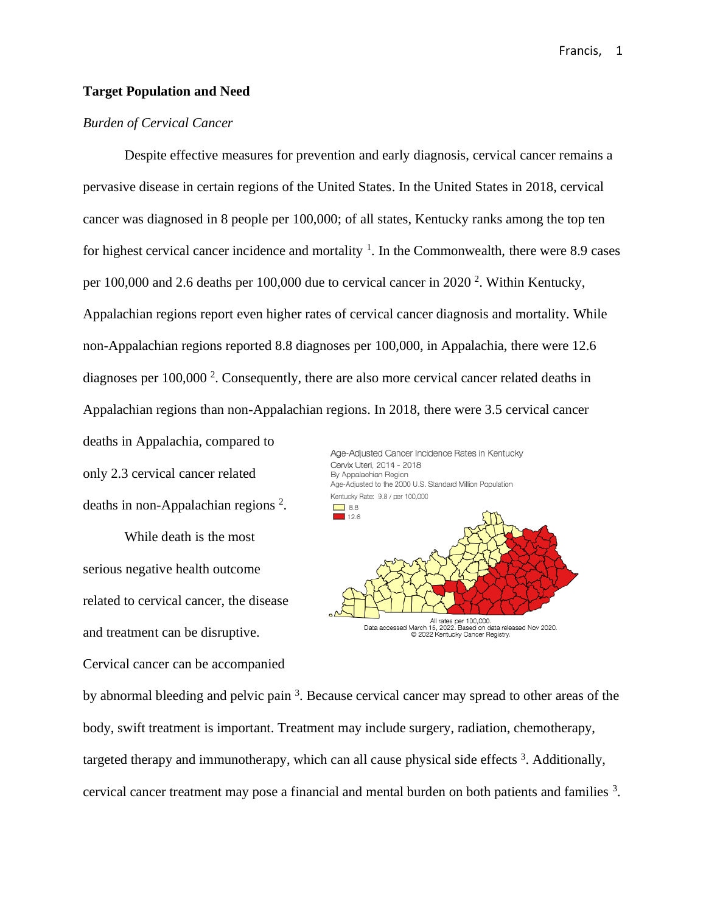## Target Population and Need

### *Burden of Cervical Cancer*

Despite effective measures for prevention and early diagnosis, cervical cancer remains a pervasive disease in certain regions of the United States. In the United States in 2018, cervical cancer was diagnosed in 8 people per 100,000; of all states, Kentucky ranks among the top ten for highest cervical cancer incidence and mortality [1]. In the Commonwealth, there were 8.9 cases per 100,000 and 2.6 deaths per 100,000 due to cervical cancer in 2020 [2]. Within Kentucky, Appalachian regions report even higher rates of cervical cancer diagnosis and mortality. While non-Appalachian regions reported 8.8 diagnoses per 100,000, in Appalachia, there were 12.6 diagnoses per 100,000 [2]. Consequently, there are also more cervical cancer related deaths in Appalachian regions than non-Appalachian regions. In 2018, there were 3.5 cervical cancer deaths in Appalachia, compared to only 2.3 cervical cancer related deaths in non-Appalachian regions [2].

Age-Adjusted Cancer Incidence Rates in Kentucky
Cervix Uteri, 2014 - 2018
By Appalachian Region
Age-Adjusted to the 2000 U.S. Standard Million Population
Kentucky Rate: 9.8 / per 100,000
8.8
12.6
All rates per 100,000.
Data accessed March 15, 2022. Based on data released Nov 2020.
© 2022 Kentucky Cancer Registry.

While death is the most serious negative health outcome related to cervical cancer, the disease and treatment can be disruptive. Cervical cancer can be accompanied by abnormal bleeding and pelvic pain [3]. Because cervical cancer may spread to other areas of the body, swift treatment is important. Treatment may include surgery, radiation, chemotherapy, targeted therapy and immunotherapy, which can all cause physical side effects [3]. Additionally, cervical cancer treatment may pose a financial and mental burden on both patients and families [3].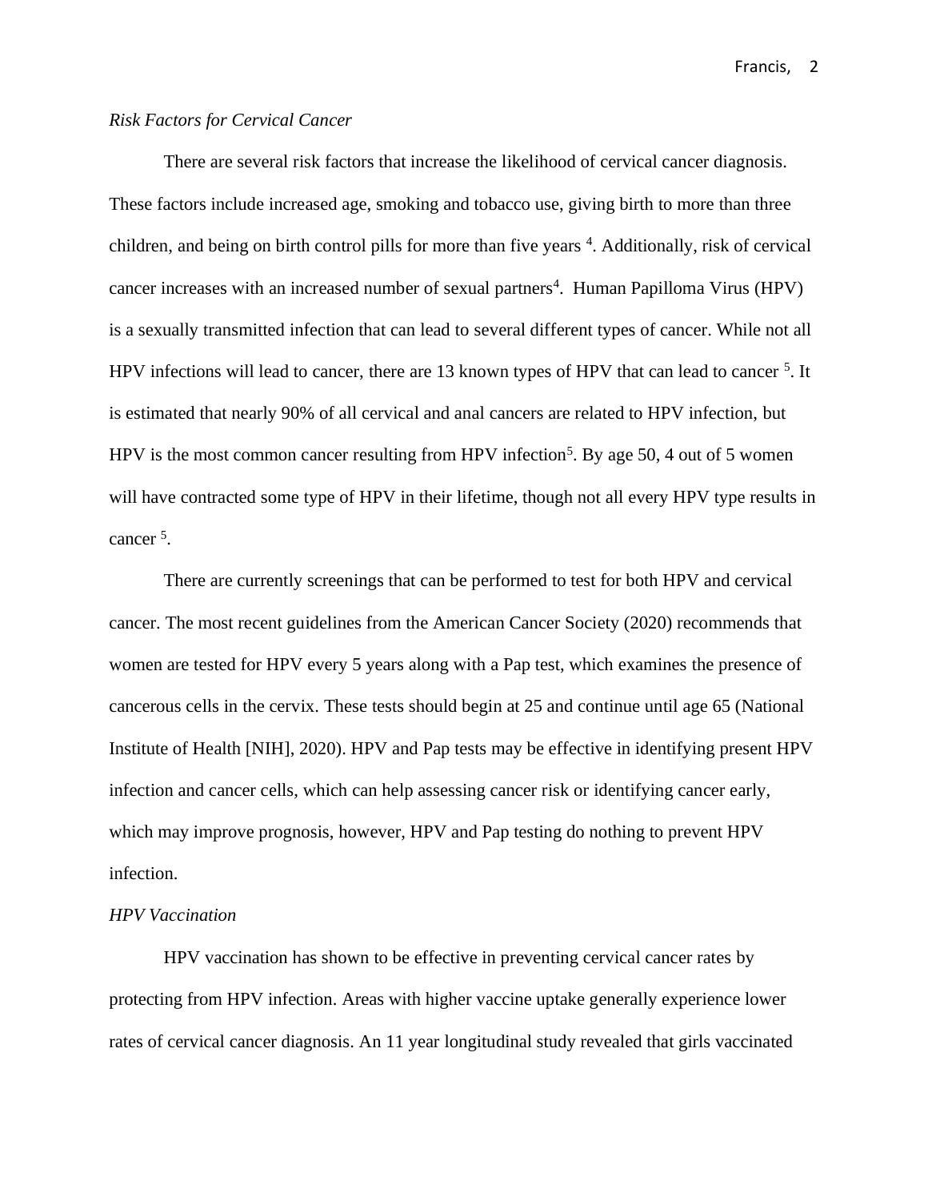*Risk Factors for Cervical Cancer*

There are several risk factors that increase the likelihood of cervical cancer diagnosis. These factors include increased age, smoking and tobacco use, giving birth to more than three children, and being on birth control pills for more than five years [4]. Additionally, risk of cervical cancer increases with an increased number of sexual partners[4]. Human Papilloma Virus (HPV) is a sexually transmitted infection that can lead to several different types of cancer. While not all HPV infections will lead to cancer, there are 13 known types of HPV that can lead to cancer [5]. It is estimated that nearly 90% of all cervical and anal cancers are related to HPV infection, but HPV is the most common cancer resulting from HPV infection[5]. By age 50, 4 out of 5 women will have contracted some type of HPV in their lifetime, though not all every HPV type results in cancer [5].

There are currently screenings that can be performed to test for both HPV and cervical cancer. The most recent guidelines from the American Cancer Society (2020) recommends that women are tested for HPV every 5 years along with a Pap test, which examines the presence of cancerous cells in the cervix. These tests should begin at 25 and continue until age 65 (National Institute of Health [NIH], 2020). HPV and Pap tests may be effective in identifying present HPV infection and cancer cells, which can help assessing cancer risk or identifying cancer early, which may improve prognosis, however, HPV and Pap testing do nothing to prevent HPV infection.

*HPV Vaccination*

HPV vaccination has shown to be effective in preventing cervical cancer rates by protecting from HPV infection. Areas with higher vaccine uptake generally experience lower rates of cervical cancer diagnosis. An 11 year longitudinal study revealed that girls vaccinated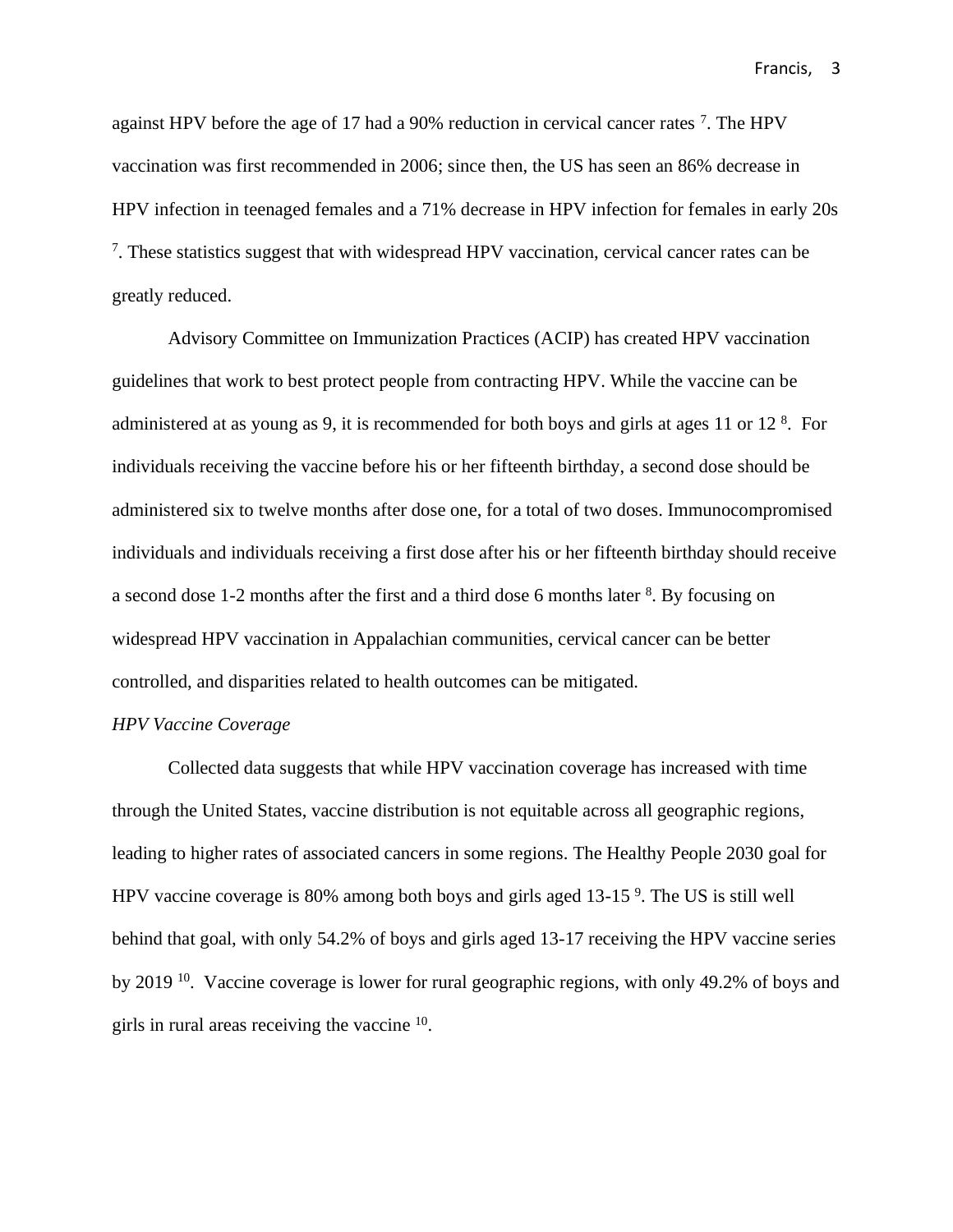against HPV before the age of 17 had a 90% reduction in cervical cancer rates [7]. The HPV vaccination was first recommended in 2006; since then, the US has seen an 86% decrease in HPV infection in teenaged females and a 71% decrease in HPV infection for females in early 20s [7]. These statistics suggest that with widespread HPV vaccination, cervical cancer rates can be greatly reduced.

Advisory Committee on Immunization Practices (ACIP) has created HPV vaccination guidelines that work to best protect people from contracting HPV. While the vaccine can be administered at as young as 9, it is recommended for both boys and girls at ages 11 or 12 [8]. For individuals receiving the vaccine before his or her fifteenth birthday, a second dose should be administered six to twelve months after dose one, for a total of two doses. Immunocompromised individuals and individuals receiving a first dose after his or her fifteenth birthday should receive a second dose 1-2 months after the first and a third dose 6 months later [8]. By focusing on widespread HPV vaccination in Appalachian communities, cervical cancer can be better controlled, and disparities related to health outcomes can be mitigated.

*HPV Vaccine Coverage*

Collected data suggests that while HPV vaccination coverage has increased with time through the United States, vaccine distribution is not equitable across all geographic regions, leading to higher rates of associated cancers in some regions. The Healthy People 2030 goal for HPV vaccine coverage is 80% among both boys and girls aged 13-15 [9]. The US is still well behind that goal, with only 54.2% of boys and girls aged 13-17 receiving the HPV vaccine series by 2019 [10]. Vaccine coverage is lower for rural geographic regions, with only 49.2% of boys and girls in rural areas receiving the vaccine [10].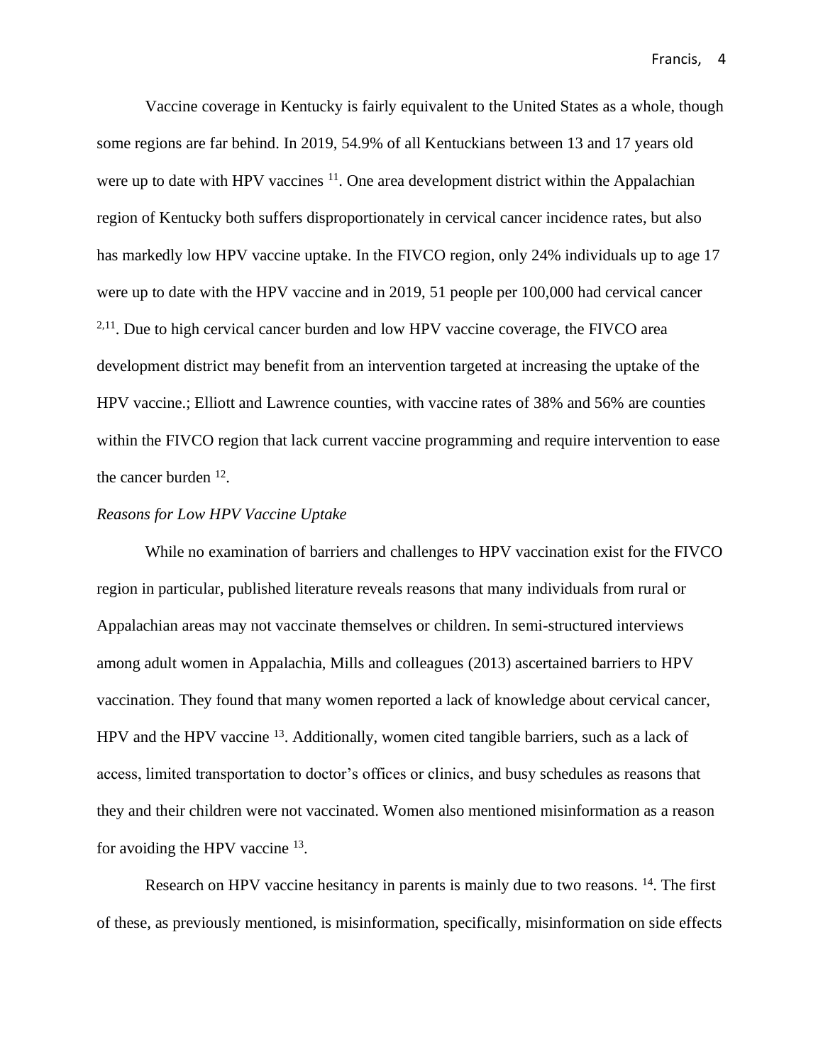Vaccine coverage in Kentucky is fairly equivalent to the United States as a whole, though some regions are far behind. In 2019, 54.9% of all Kentuckians between 13 and 17 years old were up to date with HPV vaccines [11]. One area development district within the Appalachian region of Kentucky both suffers disproportionately in cervical cancer incidence rates, but also has markedly low HPV vaccine uptake. In the FIVCO region, only 24% individuals up to age 17 were up to date with the HPV vaccine and in 2019, 51 people per 100,000 had cervical cancer [2,11]. Due to high cervical cancer burden and low HPV vaccine coverage, the FIVCO area development district may benefit from an intervention targeted at increasing the uptake of the HPV vaccine.; Elliott and Lawrence counties, with vaccine rates of 38% and 56% are counties within the FIVCO region that lack current vaccine programming and require intervention to ease the cancer burden [12].

*Reasons for Low HPV Vaccine Uptake*

While no examination of barriers and challenges to HPV vaccination exist for the FIVCO region in particular, published literature reveals reasons that many individuals from rural or Appalachian areas may not vaccinate themselves or children. In semi-structured interviews among adult women in Appalachia, Mills and colleagues (2013) ascertained barriers to HPV vaccination. They found that many women reported a lack of knowledge about cervical cancer, HPV and the HPV vaccine [13]. Additionally, women cited tangible barriers, such as a lack of access, limited transportation to doctor's offices or clinics, and busy schedules as reasons that they and their children were not vaccinated. Women also mentioned misinformation as a reason for avoiding the HPV vaccine [13].

Research on HPV vaccine hesitancy in parents is mainly due to two reasons. [14]. The first of these, as previously mentioned, is misinformation, specifically, misinformation on side effects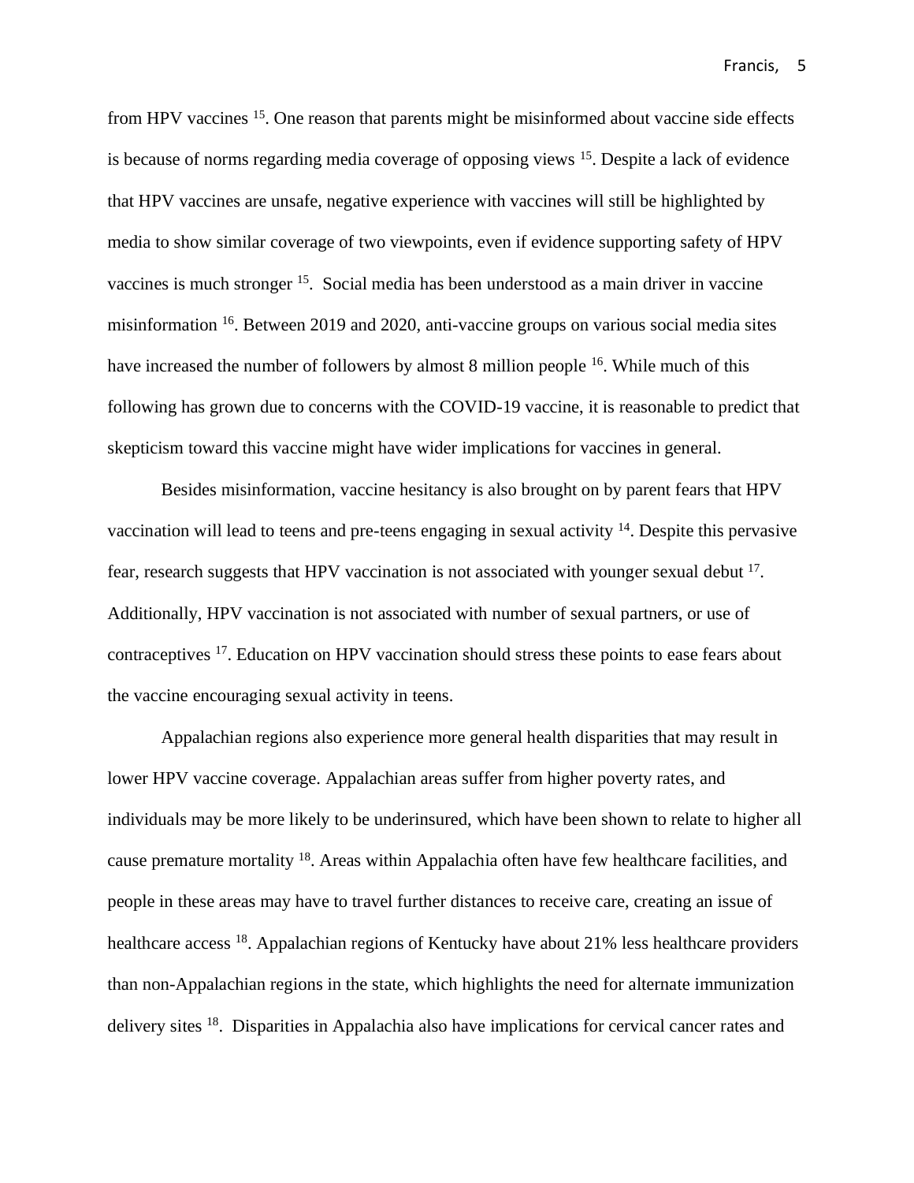from HPV vaccines [15]. One reason that parents might be misinformed about vaccine side effects is because of norms regarding media coverage of opposing views [15]. Despite a lack of evidence that HPV vaccines are unsafe, negative experience with vaccines will still be highlighted by media to show similar coverage of two viewpoints, even if evidence supporting safety of HPV vaccines is much stronger [15]. Social media has been understood as a main driver in vaccine misinformation [16]. Between 2019 and 2020, anti-vaccine groups on various social media sites have increased the number of followers by almost 8 million people [16]. While much of this following has grown due to concerns with the COVID-19 vaccine, it is reasonable to predict that skepticism toward this vaccine might have wider implications for vaccines in general.

Besides misinformation, vaccine hesitancy is also brought on by parent fears that HPV vaccination will lead to teens and pre-teens engaging in sexual activity [14]. Despite this pervasive fear, research suggests that HPV vaccination is not associated with younger sexual debut [17]. Additionally, HPV vaccination is not associated with number of sexual partners, or use of contraceptives [17]. Education on HPV vaccination should stress these points to ease fears about the vaccine encouraging sexual activity in teens.

Appalachian regions also experience more general health disparities that may result in lower HPV vaccine coverage. Appalachian areas suffer from higher poverty rates, and individuals may be more likely to be underinsured, which have been shown to relate to higher all cause premature mortality [18]. Areas within Appalachia often have few healthcare facilities, and people in these areas may have to travel further distances to receive care, creating an issue of healthcare access [18]. Appalachian regions of Kentucky have about 21% less healthcare providers than non-Appalachian regions in the state, which highlights the need for alternate immunization delivery sites [18]. Disparities in Appalachia also have implications for cervical cancer rates and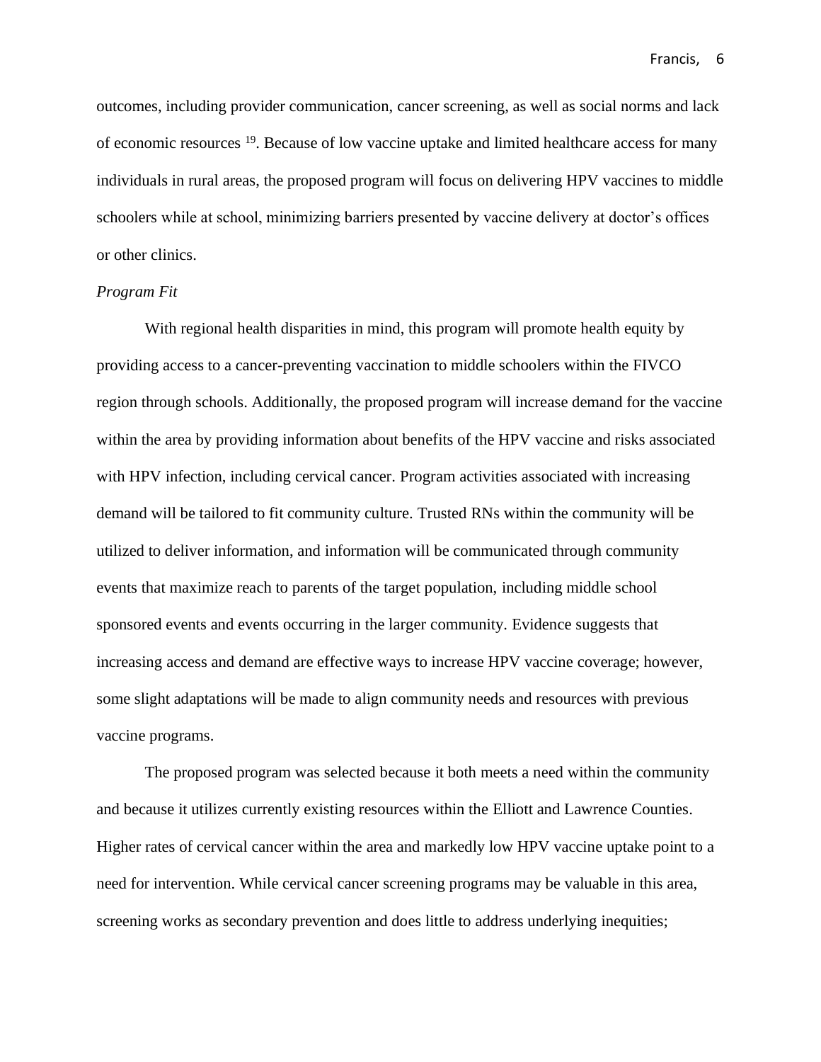outcomes, including provider communication, cancer screening, as well as social norms and lack of economic resources [19]. Because of low vaccine uptake and limited healthcare access for many individuals in rural areas, the proposed program will focus on delivering HPV vaccines to middle schoolers while at school, minimizing barriers presented by vaccine delivery at doctor's offices or other clinics.

*Program Fit*

With regional health disparities in mind, this program will promote health equity by providing access to a cancer-preventing vaccination to middle schoolers within the FIVCO region through schools. Additionally, the proposed program will increase demand for the vaccine within the area by providing information about benefits of the HPV vaccine and risks associated with HPV infection, including cervical cancer. Program activities associated with increasing demand will be tailored to fit community culture. Trusted RNs within the community will be utilized to deliver information, and information will be communicated through community events that maximize reach to parents of the target population, including middle school sponsored events and events occurring in the larger community. Evidence suggests that increasing access and demand are effective ways to increase HPV vaccine coverage; however, some slight adaptations will be made to align community needs and resources with previous vaccine programs.

The proposed program was selected because it both meets a need within the community and because it utilizes currently existing resources within the Elliott and Lawrence Counties. Higher rates of cervical cancer within the area and markedly low HPV vaccine uptake point to a need for intervention. While cervical cancer screening programs may be valuable in this area, screening works as secondary prevention and does little to address underlying inequities;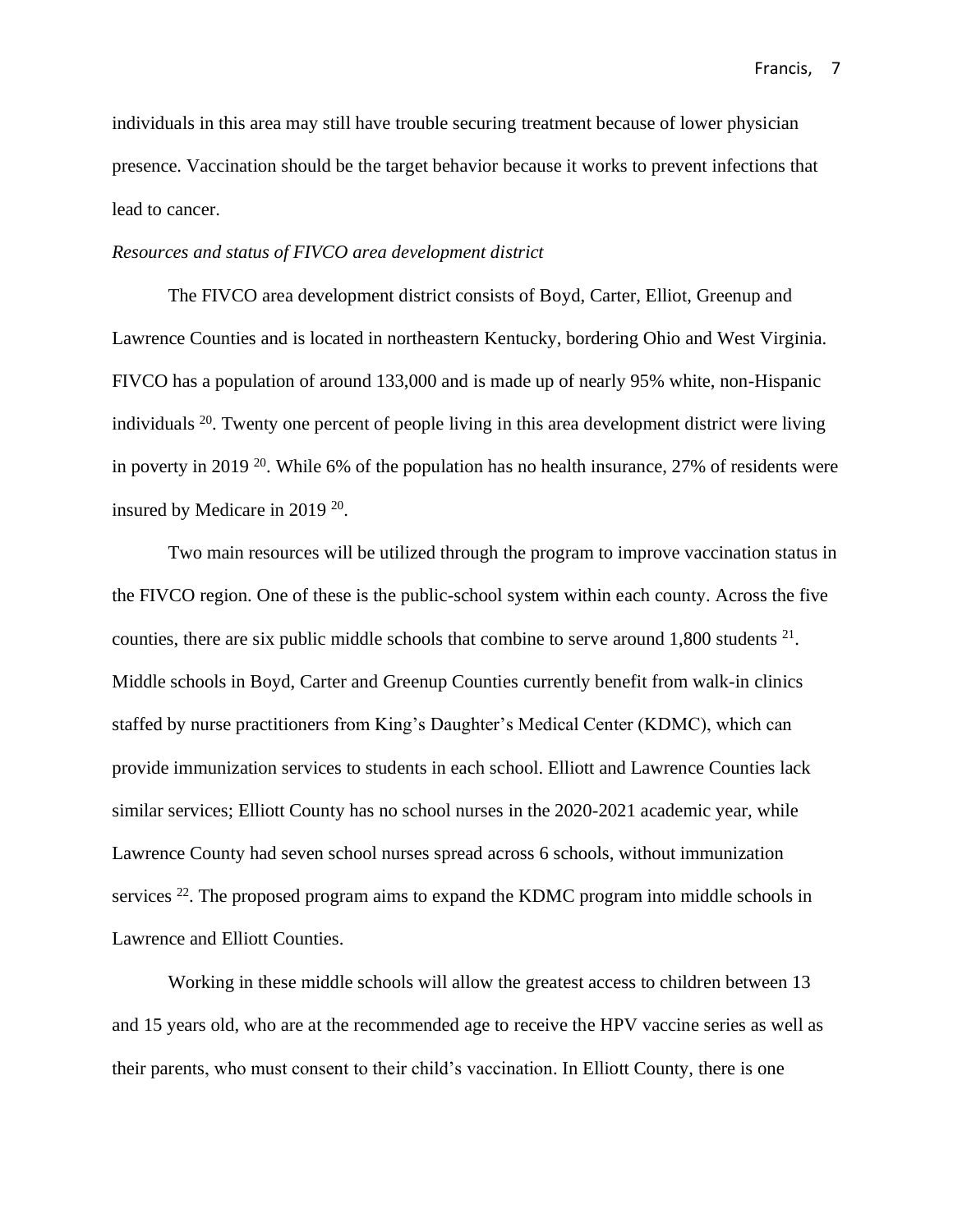individuals in this area may still have trouble securing treatment because of lower physician presence. Vaccination should be the target behavior because it works to prevent infections that lead to cancer.

*Resources and status of FIVCO area development district*

The FIVCO area development district consists of Boyd, Carter, Elliot, Greenup and Lawrence Counties and is located in northeastern Kentucky, bordering Ohio and West Virginia. FIVCO has a population of around 133,000 and is made up of nearly 95% white, non-Hispanic individuals [20]. Twenty one percent of people living in this area development district were living in poverty in 2019 [20]. While 6% of the population has no health insurance, 27% of residents were insured by Medicare in 2019 [20].

Two main resources will be utilized through the program to improve vaccination status in the FIVCO region. One of these is the public-school system within each county. Across the five counties, there are six public middle schools that combine to serve around 1,800 students [21]. Middle schools in Boyd, Carter and Greenup Counties currently benefit from walk-in clinics staffed by nurse practitioners from King's Daughter's Medical Center (KDMC), which can provide immunization services to students in each school. Elliott and Lawrence Counties lack similar services; Elliott County has no school nurses in the 2020-2021 academic year, while Lawrence County had seven school nurses spread across 6 schools, without immunization services [22]. The proposed program aims to expand the KDMC program into middle schools in Lawrence and Elliott Counties.

Working in these middle schools will allow the greatest access to children between 13 and 15 years old, who are at the recommended age to receive the HPV vaccine series as well as their parents, who must consent to their child's vaccination. In Elliott County, there is one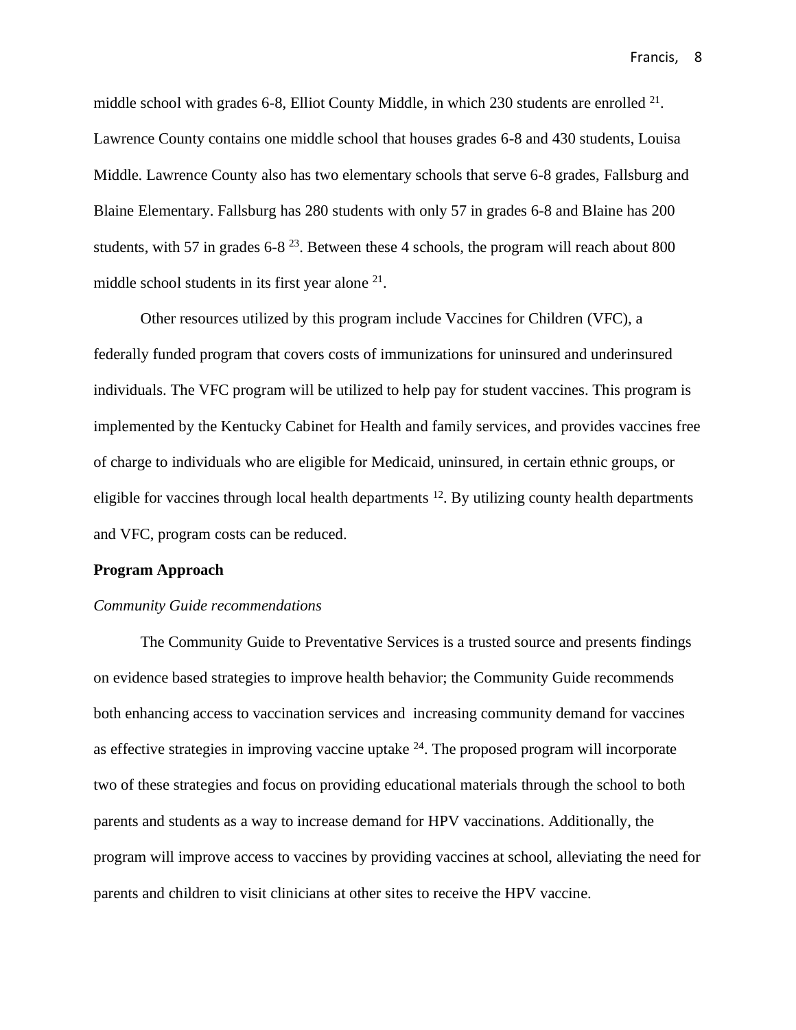middle school with grades 6-8, Elliot County Middle, in which 230 students are enrolled [21]. Lawrence County contains one middle school that houses grades 6-8 and 430 students, Louisa Middle. Lawrence County also has two elementary schools that serve 6-8 grades, Fallsburg and Blaine Elementary. Fallsburg has 280 students with only 57 in grades 6-8 and Blaine has 200 students, with 57 in grades 6-8 [23]. Between these 4 schools, the program will reach about 800 middle school students in its first year alone [21].

Other resources utilized by this program include Vaccines for Children (VFC), a federally funded program that covers costs of immunizations for uninsured and underinsured individuals. The VFC program will be utilized to help pay for student vaccines. This program is implemented by the Kentucky Cabinet for Health and family services, and provides vaccines free of charge to individuals who are eligible for Medicaid, uninsured, in certain ethnic groups, or eligible for vaccines through local health departments [12]. By utilizing county health departments and VFC, program costs can be reduced.

**Program Approach**

*Community Guide recommendations*

The Community Guide to Preventative Services is a trusted source and presents findings on evidence based strategies to improve health behavior; the Community Guide recommends both enhancing access to vaccination services and increasing community demand for vaccines as effective strategies in improving vaccine uptake [24]. The proposed program will incorporate two of these strategies and focus on providing educational materials through the school to both parents and students as a way to increase demand for HPV vaccinations. Additionally, the program will improve access to vaccines by providing vaccines at school, alleviating the need for parents and children to visit clinicians at other sites to receive the HPV vaccine.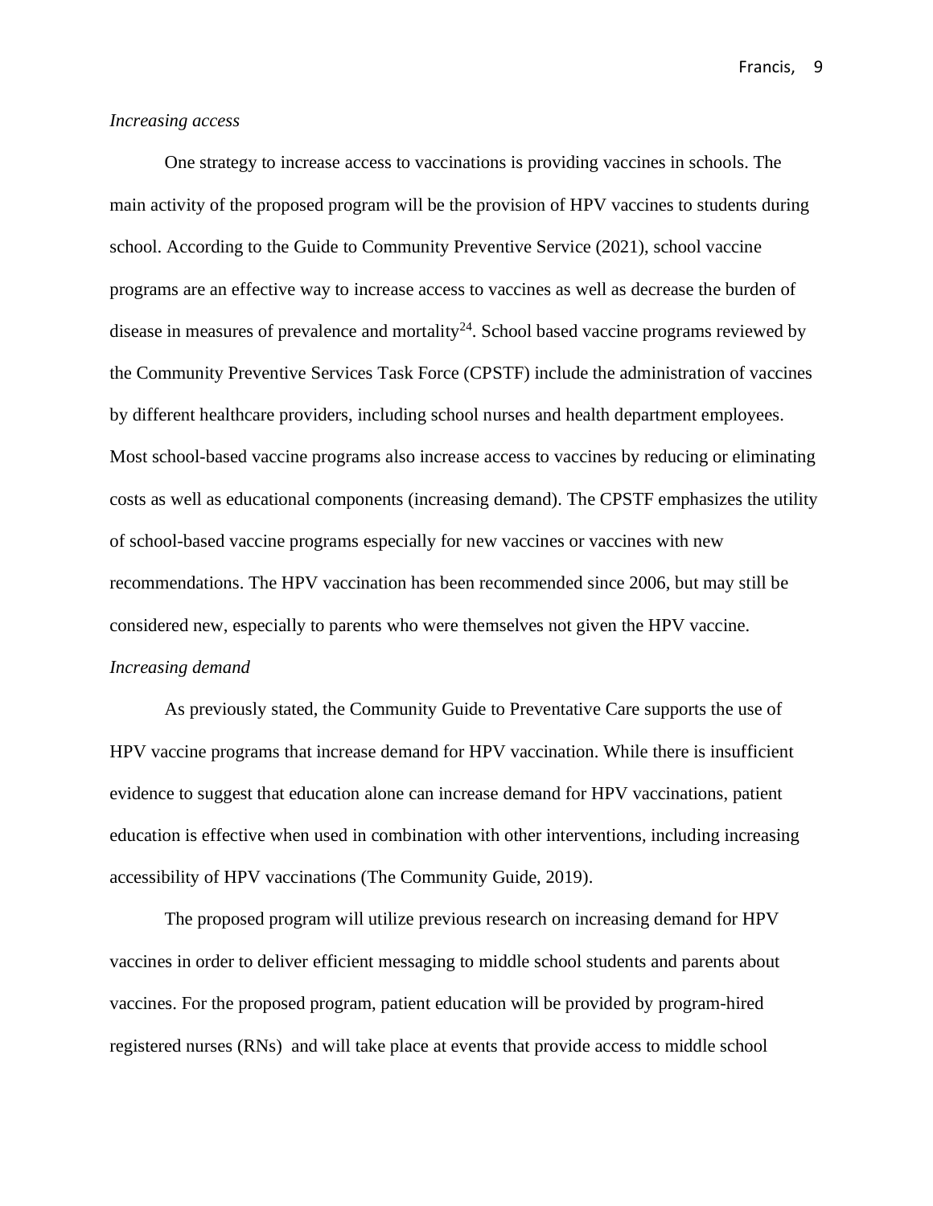*Increasing access*

One strategy to increase access to vaccinations is providing vaccines in schools. The main activity of the proposed program will be the provision of HPV vaccines to students during school. According to the Guide to Community Preventive Service (2021), school vaccine programs are an effective way to increase access to vaccines as well as decrease the burden of disease in measures of prevalence and mortality[24]. School based vaccine programs reviewed by the Community Preventive Services Task Force (CPSTF) include the administration of vaccines by different healthcare providers, including school nurses and health department employees. Most school-based vaccine programs also increase access to vaccines by reducing or eliminating costs as well as educational components (increasing demand). The CPSTF emphasizes the utility of school-based vaccine programs especially for new vaccines or vaccines with new recommendations. The HPV vaccination has been recommended since 2006, but may still be considered new, especially to parents who were themselves not given the HPV vaccine.

*Increasing demand*

As previously stated, the Community Guide to Preventative Care supports the use of HPV vaccine programs that increase demand for HPV vaccination. While there is insufficient evidence to suggest that education alone can increase demand for HPV vaccinations, patient education is effective when used in combination with other interventions, including increasing accessibility of HPV vaccinations (The Community Guide, 2019).

The proposed program will utilize previous research on increasing demand for HPV vaccines in order to deliver efficient messaging to middle school students and parents about vaccines. For the proposed program, patient education will be provided by program-hired registered nurses (RNs) and will take place at events that provide access to middle school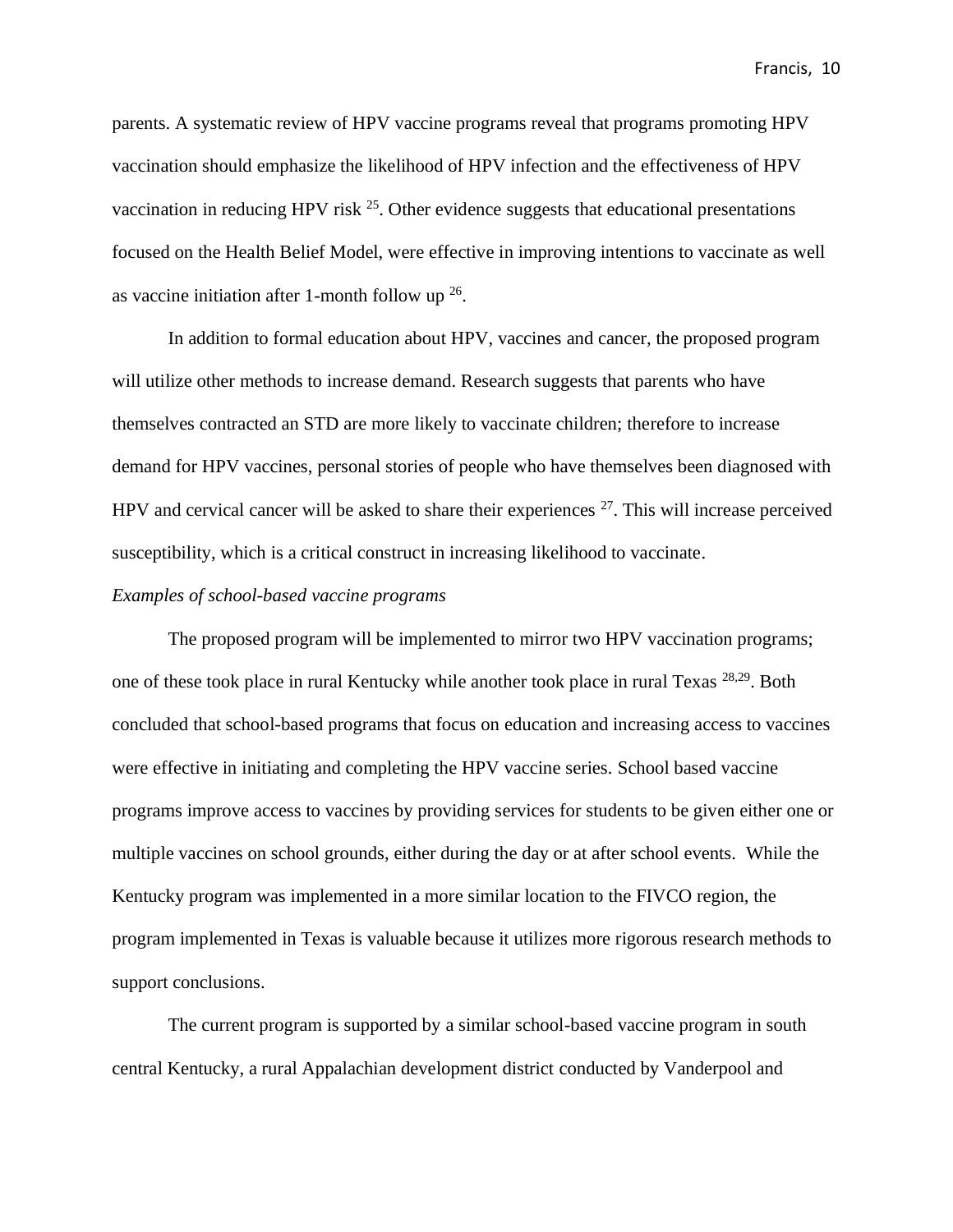parents. A systematic review of HPV vaccine programs reveal that programs promoting HPV vaccination should emphasize the likelihood of HPV infection and the effectiveness of HPV vaccination in reducing HPV risk [25]. Other evidence suggests that educational presentations focused on the Health Belief Model, were effective in improving intentions to vaccinate as well as vaccine initiation after 1-month follow up [26].

In addition to formal education about HPV, vaccines and cancer, the proposed program will utilize other methods to increase demand. Research suggests that parents who have themselves contracted an STD are more likely to vaccinate children; therefore to increase demand for HPV vaccines, personal stories of people who have themselves been diagnosed with HPV and cervical cancer will be asked to share their experiences [27]. This will increase perceived susceptibility, which is a critical construct in increasing likelihood to vaccinate.

*Examples of school-based vaccine programs*

The proposed program will be implemented to mirror two HPV vaccination programs; one of these took place in rural Kentucky while another took place in rural Texas [28,29]. Both concluded that school-based programs that focus on education and increasing access to vaccines were effective in initiating and completing the HPV vaccine series. School based vaccine programs improve access to vaccines by providing services for students to be given either one or multiple vaccines on school grounds, either during the day or at after school events. While the Kentucky program was implemented in a more similar location to the FIVCO region, the program implemented in Texas is valuable because it utilizes more rigorous research methods to support conclusions.

The current program is supported by a similar school-based vaccine program in south central Kentucky, a rural Appalachian development district conducted by Vanderpool and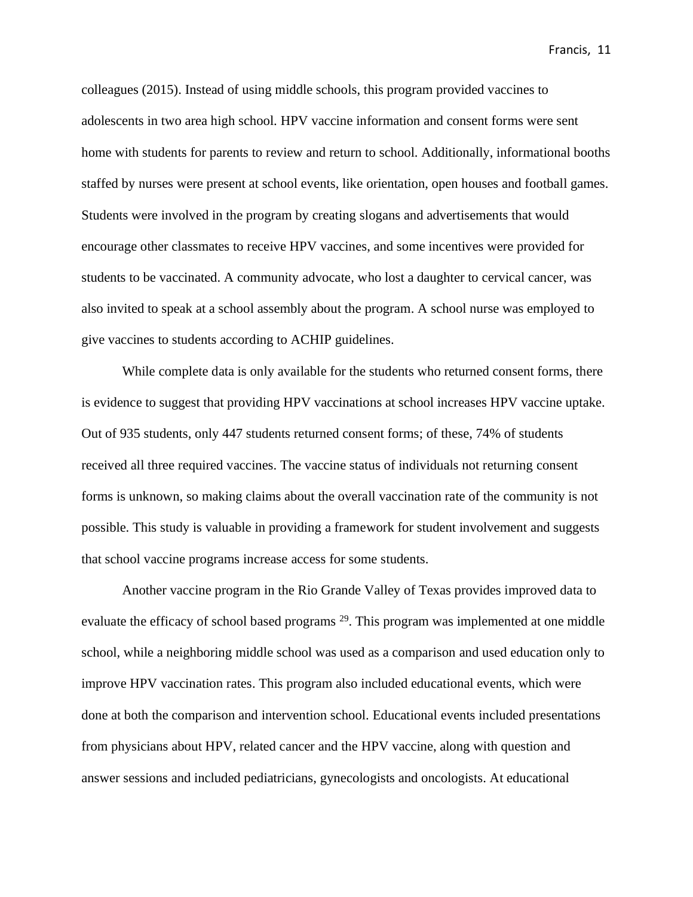colleagues (2015). Instead of using middle schools, this program provided vaccines to adolescents in two area high school. HPV vaccine information and consent forms were sent home with students for parents to review and return to school. Additionally, informational booths staffed by nurses were present at school events, like orientation, open houses and football games. Students were involved in the program by creating slogans and advertisements that would encourage other classmates to receive HPV vaccines, and some incentives were provided for students to be vaccinated. A community advocate, who lost a daughter to cervical cancer, was also invited to speak at a school assembly about the program. A school nurse was employed to give vaccines to students according to ACHIP guidelines.

While complete data is only available for the students who returned consent forms, there is evidence to suggest that providing HPV vaccinations at school increases HPV vaccine uptake. Out of 935 students, only 447 students returned consent forms; of these, 74% of students received all three required vaccines. The vaccine status of individuals not returning consent forms is unknown, so making claims about the overall vaccination rate of the community is not possible. This study is valuable in providing a framework for student involvement and suggests that school vaccine programs increase access for some students.

Another vaccine program in the Rio Grande Valley of Texas provides improved data to evaluate the efficacy of school based programs [29]. This program was implemented at one middle school, while a neighboring middle school was used as a comparison and used education only to improve HPV vaccination rates. This program also included educational events, which were done at both the comparison and intervention school. Educational events included presentations from physicians about HPV, related cancer and the HPV vaccine, along with question and answer sessions and included pediatricians, gynecologists and oncologists. At educational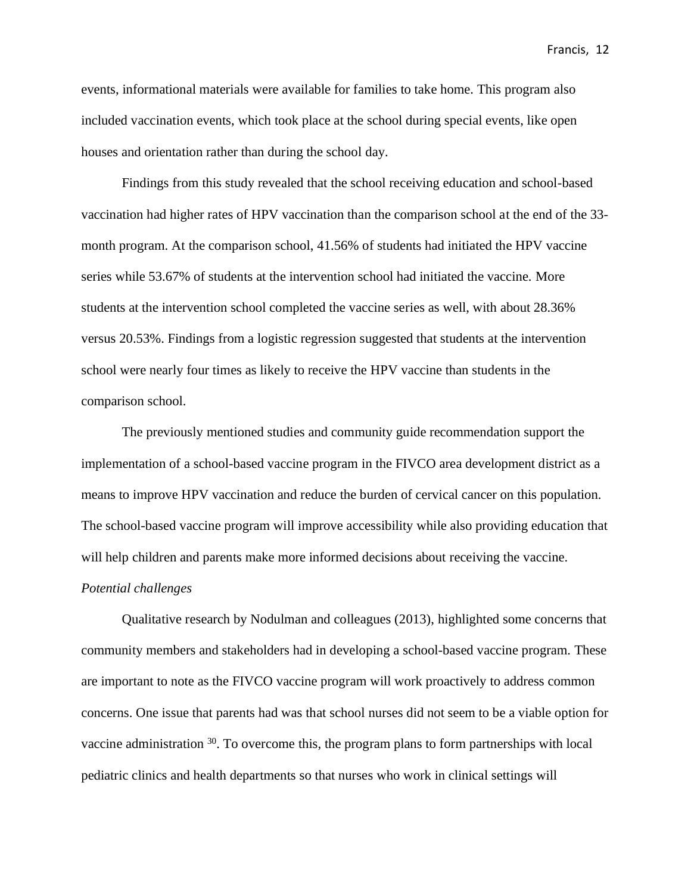events, informational materials were available for families to take home. This program also included vaccination events, which took place at the school during special events, like open houses and orientation rather than during the school day.

Findings from this study revealed that the school receiving education and school-based vaccination had higher rates of HPV vaccination than the comparison school at the end of the 33-month program. At the comparison school, 41.56% of students had initiated the HPV vaccine series while 53.67% of students at the intervention school had initiated the vaccine. More students at the intervention school completed the vaccine series as well, with about 28.36% versus 20.53%. Findings from a logistic regression suggested that students at the intervention school were nearly four times as likely to receive the HPV vaccine than students in the comparison school.

The previously mentioned studies and community guide recommendation support the implementation of a school-based vaccine program in the FIVCO area development district as a means to improve HPV vaccination and reduce the burden of cervical cancer on this population. The school-based vaccine program will improve accessibility while also providing education that will help children and parents make more informed decisions about receiving the vaccine.

*Potential challenges*

Qualitative research by Nodulman and colleagues (2013), highlighted some concerns that community members and stakeholders had in developing a school-based vaccine program. These are important to note as the FIVCO vaccine program will work proactively to address common concerns. One issue that parents had was that school nurses did not seem to be a viable option for vaccine administration [30]. To overcome this, the program plans to form partnerships with local pediatric clinics and health departments so that nurses who work in clinical settings will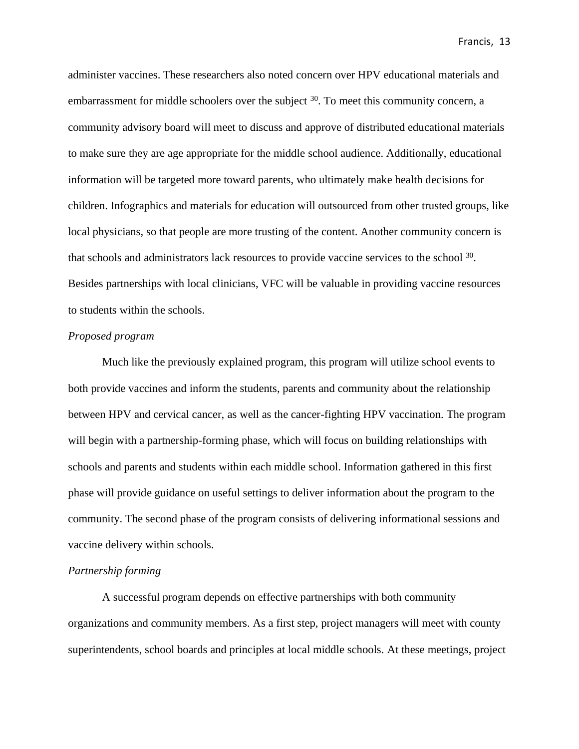administer vaccines. These researchers also noted concern over HPV educational materials and embarrassment for middle schoolers over the subject [30]. To meet this community concern, a community advisory board will meet to discuss and approve of distributed educational materials to make sure they are age appropriate for the middle school audience. Additionally, educational information will be targeted more toward parents, who ultimately make health decisions for children. Infographics and materials for education will outsourced from other trusted groups, like local physicians, so that people are more trusting of the content. Another community concern is that schools and administrators lack resources to provide vaccine services to the school [30]. Besides partnerships with local clinicians, VFC will be valuable in providing vaccine resources to students within the schools.

*Proposed program*

Much like the previously explained program, this program will utilize school events to both provide vaccines and inform the students, parents and community about the relationship between HPV and cervical cancer, as well as the cancer-fighting HPV vaccination. The program will begin with a partnership-forming phase, which will focus on building relationships with schools and parents and students within each middle school. Information gathered in this first phase will provide guidance on useful settings to deliver information about the program to the community. The second phase of the program consists of delivering informational sessions and vaccine delivery within schools.

*Partnership forming*

A successful program depends on effective partnerships with both community organizations and community members. As a first step, project managers will meet with county superintendents, school boards and principles at local middle schools. At these meetings, project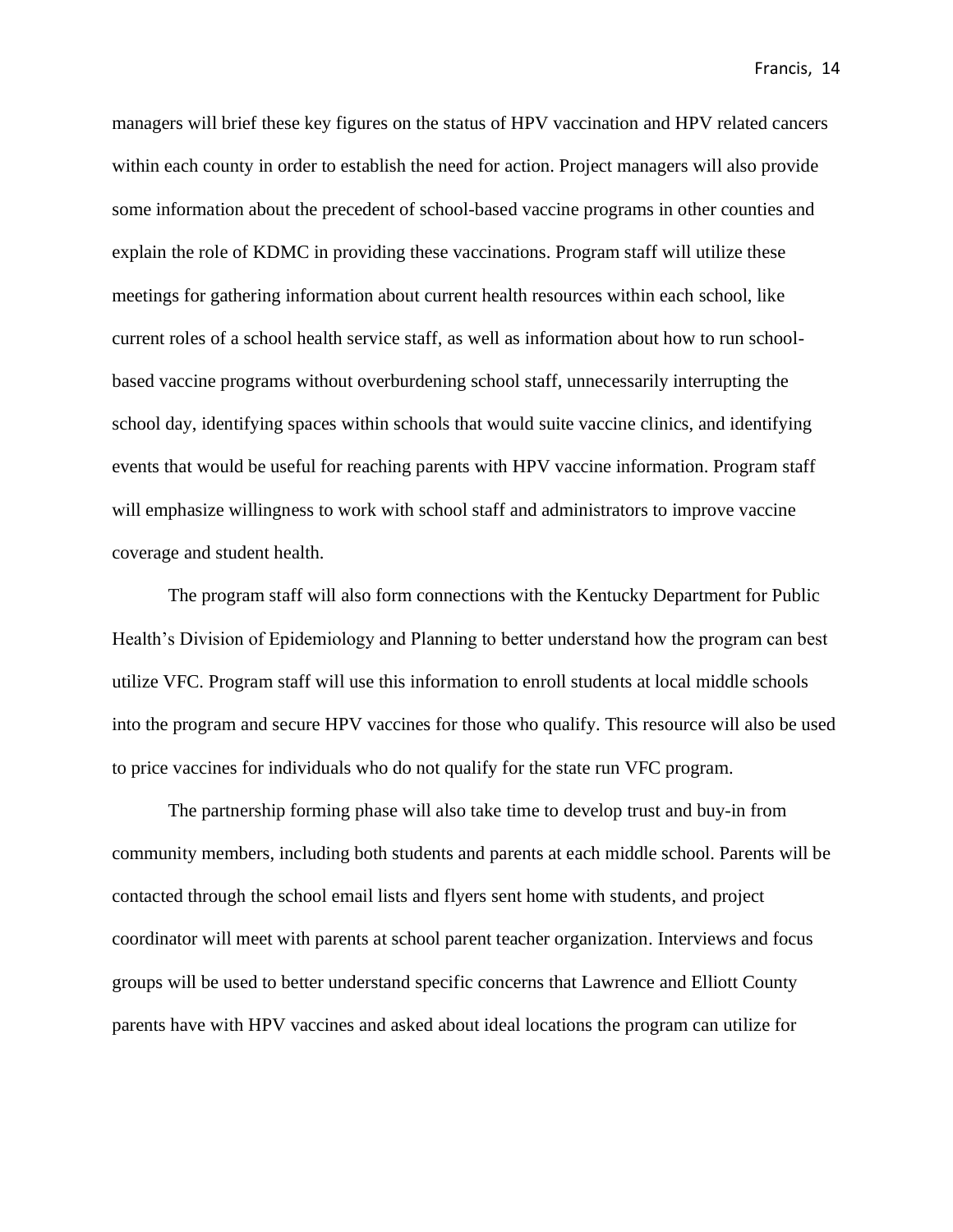managers will brief these key figures on the status of HPV vaccination and HPV related cancers within each county in order to establish the need for action. Project managers will also provide some information about the precedent of school-based vaccine programs in other counties and explain the role of KDMC in providing these vaccinations. Program staff will utilize these meetings for gathering information about current health resources within each school, like current roles of a school health service staff, as well as information about how to run school-based vaccine programs without overburdening school staff, unnecessarily interrupting the school day, identifying spaces within schools that would suite vaccine clinics, and identifying events that would be useful for reaching parents with HPV vaccine information. Program staff will emphasize willingness to work with school staff and administrators to improve vaccine coverage and student health.

The program staff will also form connections with the Kentucky Department for Public Health's Division of Epidemiology and Planning to better understand how the program can best utilize VFC. Program staff will use this information to enroll students at local middle schools into the program and secure HPV vaccines for those who qualify. This resource will also be used to price vaccines for individuals who do not qualify for the state run VFC program.

The partnership forming phase will also take time to develop trust and buy-in from community members, including both students and parents at each middle school. Parents will be contacted through the school email lists and flyers sent home with students, and project coordinator will meet with parents at school parent teacher organization. Interviews and focus groups will be used to better understand specific concerns that Lawrence and Elliott County parents have with HPV vaccines and asked about ideal locations the program can utilize for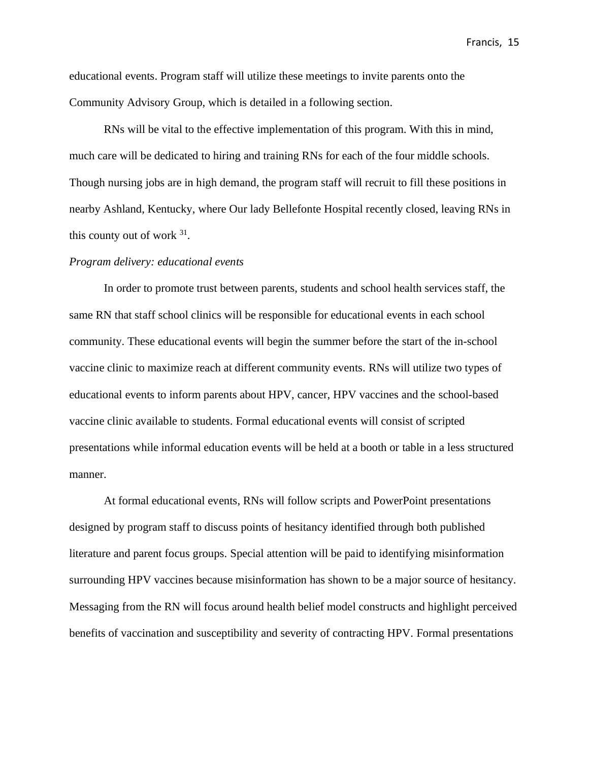educational events. Program staff will utilize these meetings to invite parents onto the Community Advisory Group, which is detailed in a following section.

RNs will be vital to the effective implementation of this program. With this in mind, much care will be dedicated to hiring and training RNs for each of the four middle schools. Though nursing jobs are in high demand, the program staff will recruit to fill these positions in nearby Ashland, Kentucky, where Our lady Bellefonte Hospital recently closed, leaving RNs in this county out of work [31].

*Program delivery: educational events*

In order to promote trust between parents, students and school health services staff, the same RN that staff school clinics will be responsible for educational events in each school community. These educational events will begin the summer before the start of the in-school vaccine clinic to maximize reach at different community events. RNs will utilize two types of educational events to inform parents about HPV, cancer, HPV vaccines and the school-based vaccine clinic available to students. Formal educational events will consist of scripted presentations while informal education events will be held at a booth or table in a less structured manner.

At formal educational events, RNs will follow scripts and PowerPoint presentations designed by program staff to discuss points of hesitancy identified through both published literature and parent focus groups. Special attention will be paid to identifying misinformation surrounding HPV vaccines because misinformation has shown to be a major source of hesitancy. Messaging from the RN will focus around health belief model constructs and highlight perceived benefits of vaccination and susceptibility and severity of contracting HPV. Formal presentations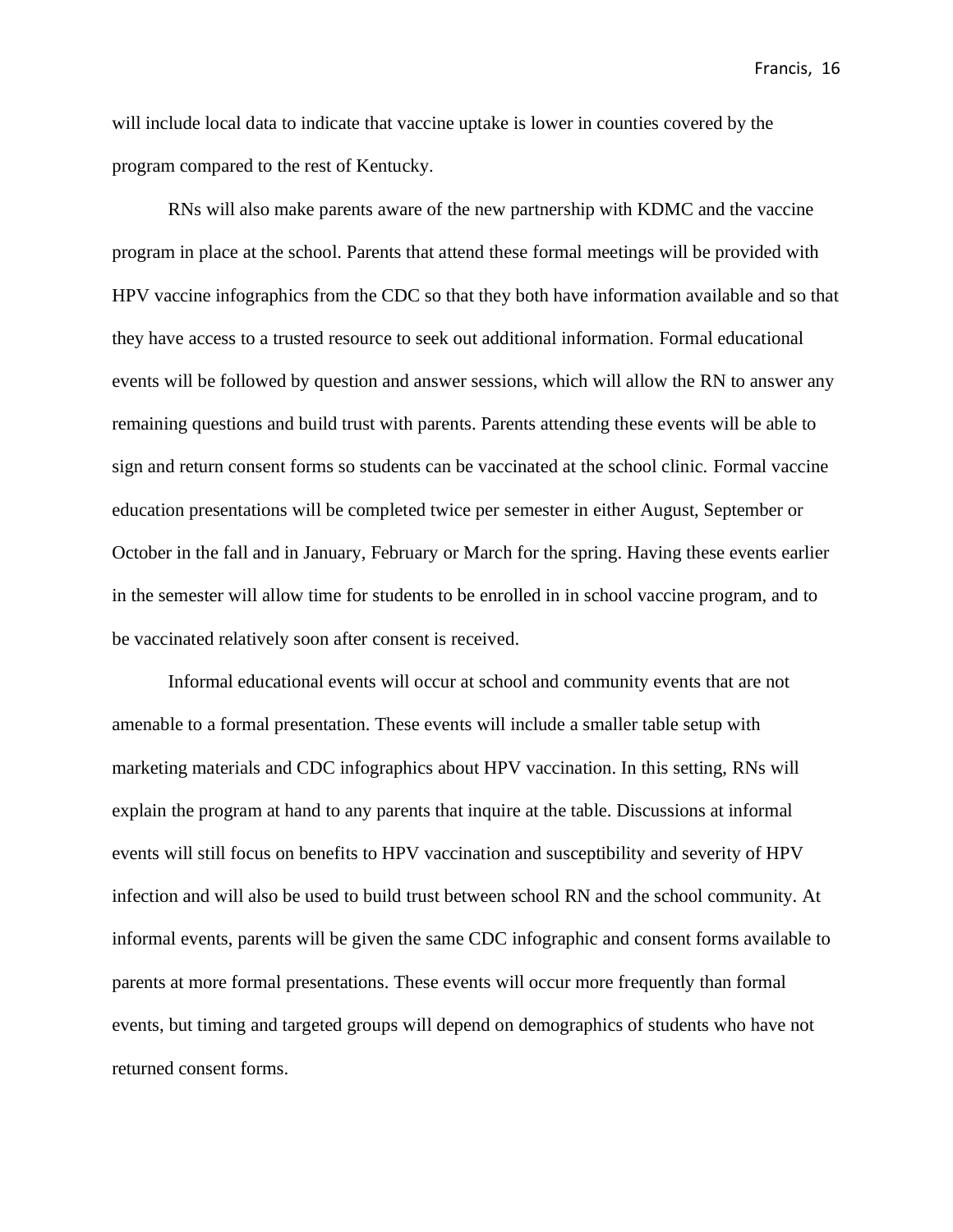will include local data to indicate that vaccine uptake is lower in counties covered by the program compared to the rest of Kentucky.

RNs will also make parents aware of the new partnership with KDMC and the vaccine program in place at the school. Parents that attend these formal meetings will be provided with HPV vaccine infographics from the CDC so that they both have information available and so that they have access to a trusted resource to seek out additional information. Formal educational events will be followed by question and answer sessions, which will allow the RN to answer any remaining questions and build trust with parents. Parents attending these events will be able to sign and return consent forms so students can be vaccinated at the school clinic. Formal vaccine education presentations will be completed twice per semester in either August, September or October in the fall and in January, February or March for the spring. Having these events earlier in the semester will allow time for students to be enrolled in in school vaccine program, and to be vaccinated relatively soon after consent is received.

Informal educational events will occur at school and community events that are not amenable to a formal presentation. These events will include a smaller table setup with marketing materials and CDC infographics about HPV vaccination. In this setting, RNs will explain the program at hand to any parents that inquire at the table. Discussions at informal events will still focus on benefits to HPV vaccination and susceptibility and severity of HPV infection and will also be used to build trust between school RN and the school community. At informal events, parents will be given the same CDC infographic and consent forms available to parents at more formal presentations. These events will occur more frequently than formal events, but timing and targeted groups will depend on demographics of students who have not returned consent forms.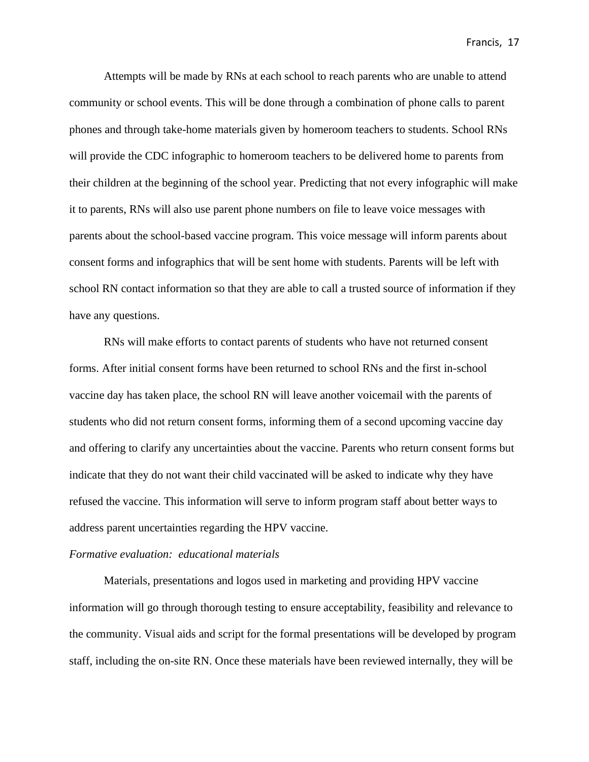Attempts will be made by RNs at each school to reach parents who are unable to attend community or school events. This will be done through a combination of phone calls to parent phones and through take-home materials given by homeroom teachers to students. School RNs will provide the CDC infographic to homeroom teachers to be delivered home to parents from their children at the beginning of the school year. Predicting that not every infographic will make it to parents, RNs will also use parent phone numbers on file to leave voice messages with parents about the school-based vaccine program. This voice message will inform parents about consent forms and infographics that will be sent home with students. Parents will be left with school RN contact information so that they are able to call a trusted source of information if they have any questions.

RNs will make efforts to contact parents of students who have not returned consent forms. After initial consent forms have been returned to school RNs and the first in-school vaccine day has taken place, the school RN will leave another voicemail with the parents of students who did not return consent forms, informing them of a second upcoming vaccine day and offering to clarify any uncertainties about the vaccine. Parents who return consent forms but indicate that they do not want their child vaccinated will be asked to indicate why they have refused the vaccine. This information will serve to inform program staff about better ways to address parent uncertainties regarding the HPV vaccine.

*Formative evaluation: educational materials*

Materials, presentations and logos used in marketing and providing HPV vaccine information will go through thorough testing to ensure acceptability, feasibility and relevance to the community. Visual aids and script for the formal presentations will be developed by program staff, including the on-site RN. Once these materials have been reviewed internally, they will be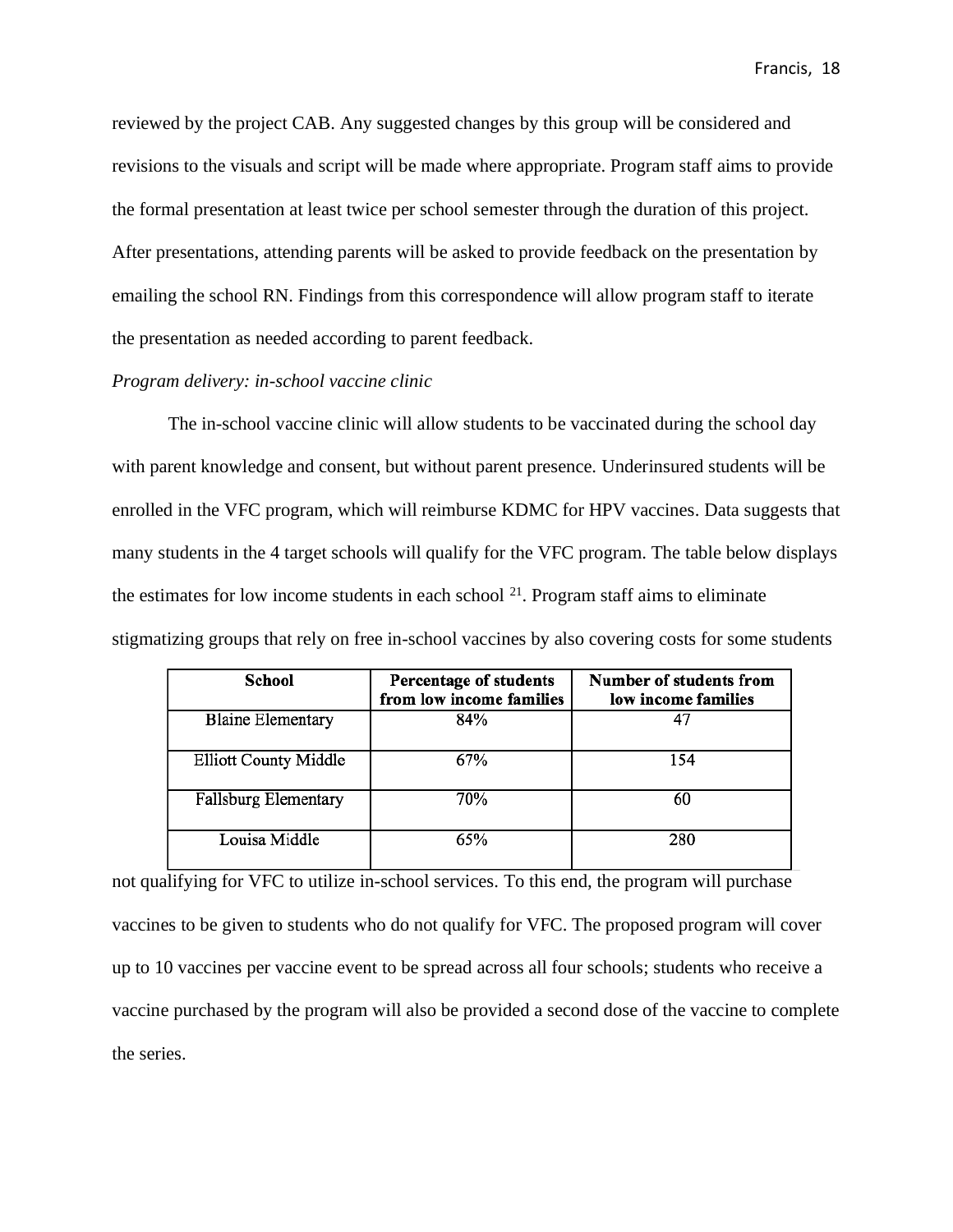reviewed by the project CAB. Any suggested changes by this group will be considered and revisions to the visuals and script will be made where appropriate. Program staff aims to provide the formal presentation at least twice per school semester through the duration of this project. After presentations, attending parents will be asked to provide feedback on the presentation by emailing the school RN. Findings from this correspondence will allow program staff to iterate the presentation as needed according to parent feedback.

*Program delivery: in-school vaccine clinic*

The in-school vaccine clinic will allow students to be vaccinated during the school day with parent knowledge and consent, but without parent presence. Underinsured students will be enrolled in the VFC program, which will reimburse KDMC for HPV vaccines. Data suggests that many students in the 4 target schools will qualify for the VFC program. The table below displays the estimates for low income students in each school [21]. Program staff aims to eliminate stigmatizing groups that rely on free in-school vaccines by also covering costs for some students not qualifying for VFC to utilize in-school services. To this end, the program will purchase vaccines to be given to students who do not qualify for VFC. The proposed program will cover up to 10 vaccines per vaccine event to be spread across all four schools; students who receive a vaccine purchased by the program will also be provided a second dose of the vaccine to complete the series.

| School | Percentage of students from low income families | Number of students from low income families |
|---|---|---|
| Blaine Elementary | 84% | 47 |
| Elliott County Middle | 67% | 154 |
| Fallsburg Elementary | 70% | 60 |
| Louisa Middle | 65% | 280 |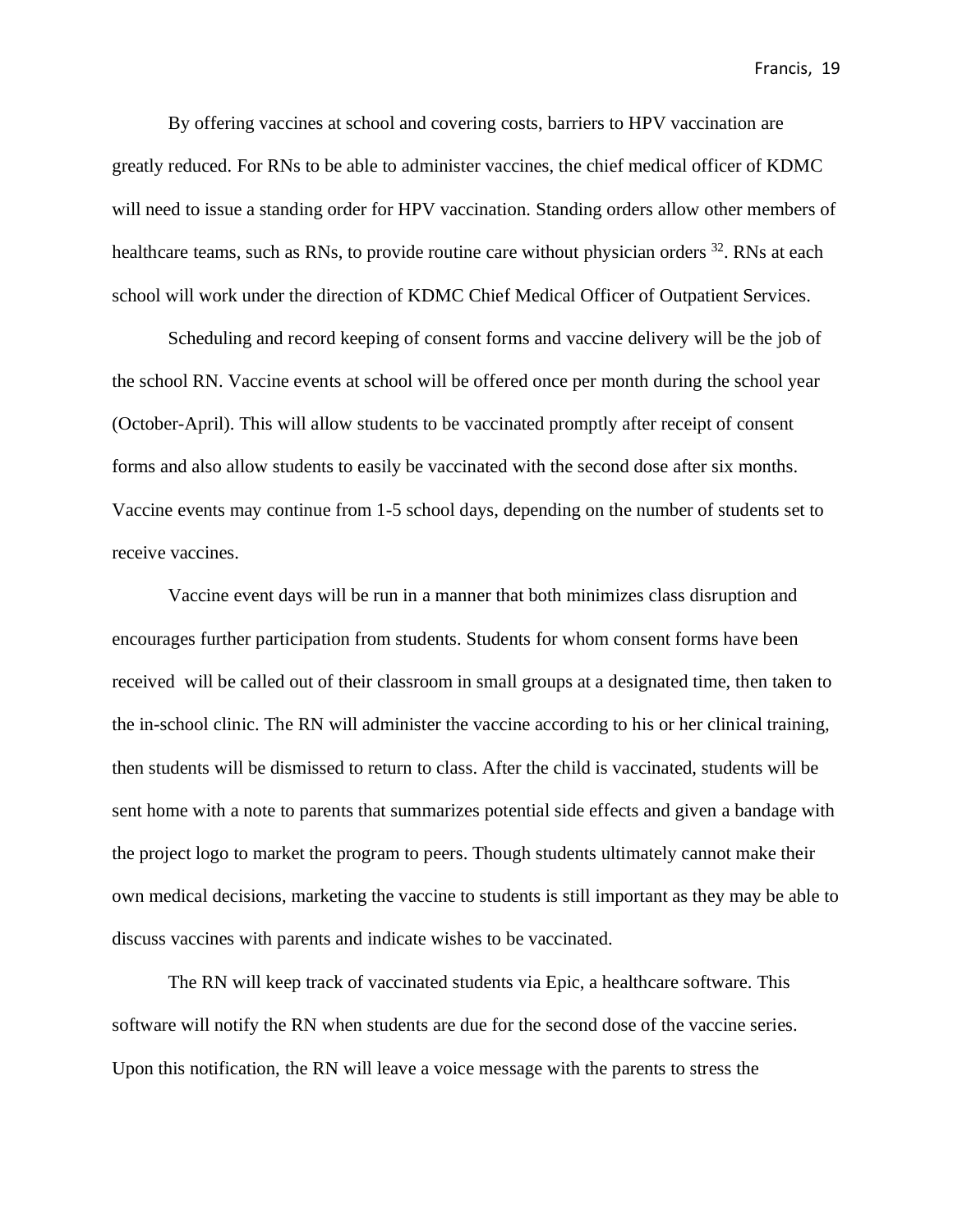By offering vaccines at school and covering costs, barriers to HPV vaccination are greatly reduced. For RNs to be able to administer vaccines, the chief medical officer of KDMC will need to issue a standing order for HPV vaccination. Standing orders allow other members of healthcare teams, such as RNs, to provide routine care without physician orders [32]. RNs at each school will work under the direction of KDMC Chief Medical Officer of Outpatient Services.

Scheduling and record keeping of consent forms and vaccine delivery will be the job of the school RN. Vaccine events at school will be offered once per month during the school year (October-April). This will allow students to be vaccinated promptly after receipt of consent forms and also allow students to easily be vaccinated with the second dose after six months. Vaccine events may continue from 1-5 school days, depending on the number of students set to receive vaccines.

Vaccine event days will be run in a manner that both minimizes class disruption and encourages further participation from students. Students for whom consent forms have been received will be called out of their classroom in small groups at a designated time, then taken to the in-school clinic. The RN will administer the vaccine according to his or her clinical training, then students will be dismissed to return to class. After the child is vaccinated, students will be sent home with a note to parents that summarizes potential side effects and given a bandage with the project logo to market the program to peers. Though students ultimately cannot make their own medical decisions, marketing the vaccine to students is still important as they may be able to discuss vaccines with parents and indicate wishes to be vaccinated.

The RN will keep track of vaccinated students via Epic, a healthcare software. This software will notify the RN when students are due for the second dose of the vaccine series. Upon this notification, the RN will leave a voice message with the parents to stress the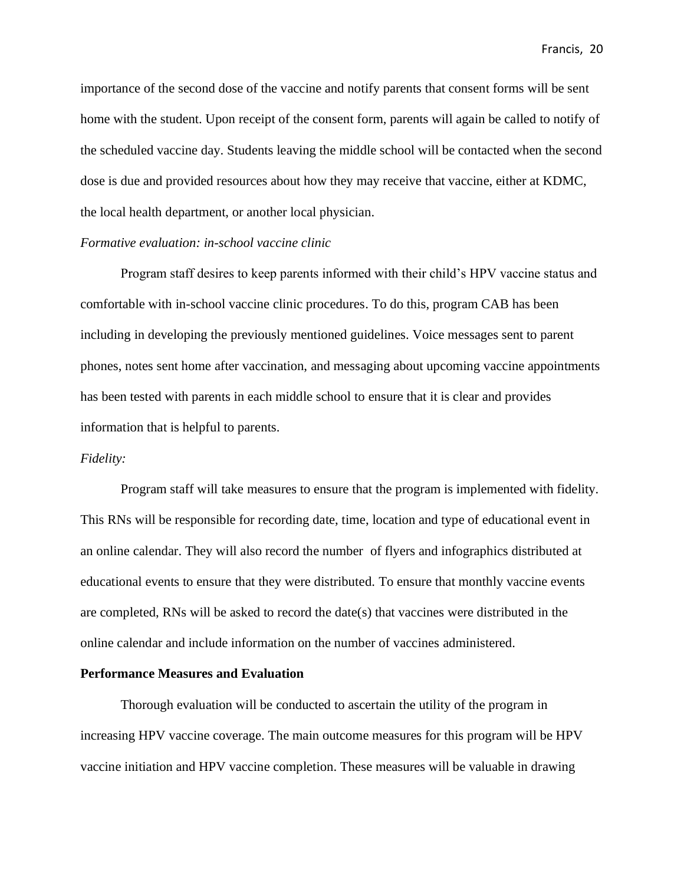importance of the second dose of the vaccine and notify parents that consent forms will be sent home with the student. Upon receipt of the consent form, parents will again be called to notify of the scheduled vaccine day. Students leaving the middle school will be contacted when the second dose is due and provided resources about how they may receive that vaccine, either at KDMC, the local health department, or another local physician.

*Formative evaluation: in-school vaccine clinic*

Program staff desires to keep parents informed with their child's HPV vaccine status and comfortable with in-school vaccine clinic procedures. To do this, program CAB has been including in developing the previously mentioned guidelines. Voice messages sent to parent phones, notes sent home after vaccination, and messaging about upcoming vaccine appointments has been tested with parents in each middle school to ensure that it is clear and provides information that is helpful to parents.

*Fidelity:*

Program staff will take measures to ensure that the program is implemented with fidelity. This RNs will be responsible for recording date, time, location and type of educational event in an online calendar. They will also record the number of flyers and infographics distributed at educational events to ensure that they were distributed. To ensure that monthly vaccine events are completed, RNs will be asked to record the date(s) that vaccines were distributed in the online calendar and include information on the number of vaccines administered.

**Performance Measures and Evaluation**

Thorough evaluation will be conducted to ascertain the utility of the program in increasing HPV vaccine coverage. The main outcome measures for this program will be HPV vaccine initiation and HPV vaccine completion. These measures will be valuable in drawing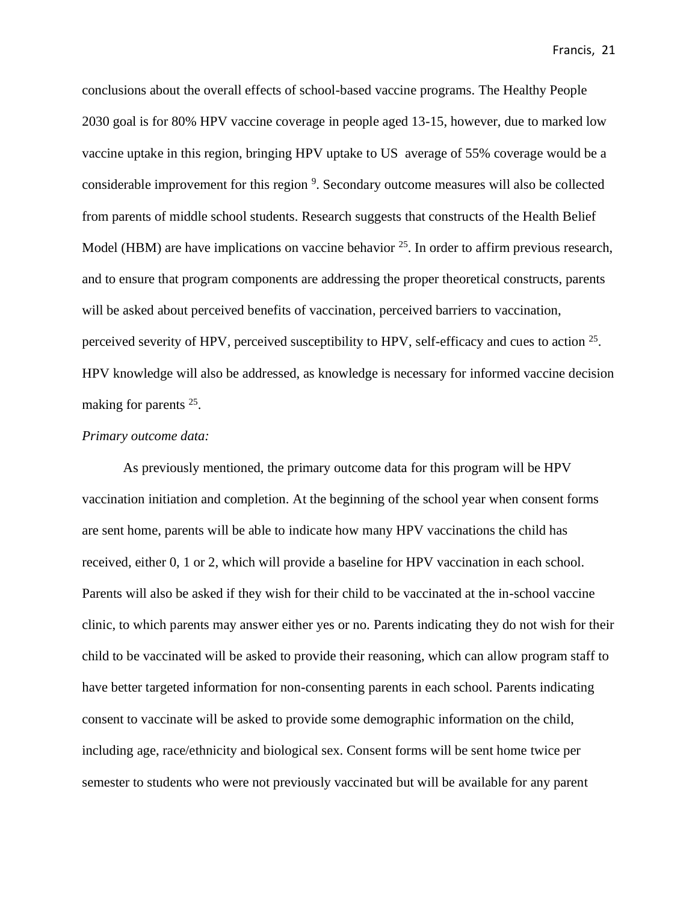conclusions about the overall effects of school-based vaccine programs. The Healthy People 2030 goal is for 80% HPV vaccine coverage in people aged 13-15, however, due to marked low vaccine uptake in this region, bringing HPV uptake to US average of 55% coverage would be a considerable improvement for this region [9]. Secondary outcome measures will also be collected from parents of middle school students. Research suggests that constructs of the Health Belief Model (HBM) are have implications on vaccine behavior [25]. In order to affirm previous research, and to ensure that program components are addressing the proper theoretical constructs, parents will be asked about perceived benefits of vaccination, perceived barriers to vaccination, perceived severity of HPV, perceived susceptibility to HPV, self-efficacy and cues to action [25]. HPV knowledge will also be addressed, as knowledge is necessary for informed vaccine decision making for parents [25].

*Primary outcome data:*

As previously mentioned, the primary outcome data for this program will be HPV vaccination initiation and completion. At the beginning of the school year when consent forms are sent home, parents will be able to indicate how many HPV vaccinations the child has received, either 0, 1 or 2, which will provide a baseline for HPV vaccination in each school. Parents will also be asked if they wish for their child to be vaccinated at the in-school vaccine clinic, to which parents may answer either yes or no. Parents indicating they do not wish for their child to be vaccinated will be asked to provide their reasoning, which can allow program staff to have better targeted information for non-consenting parents in each school. Parents indicating consent to vaccinate will be asked to provide some demographic information on the child, including age, race/ethnicity and biological sex. Consent forms will be sent home twice per semester to students who were not previously vaccinated but will be available for any parent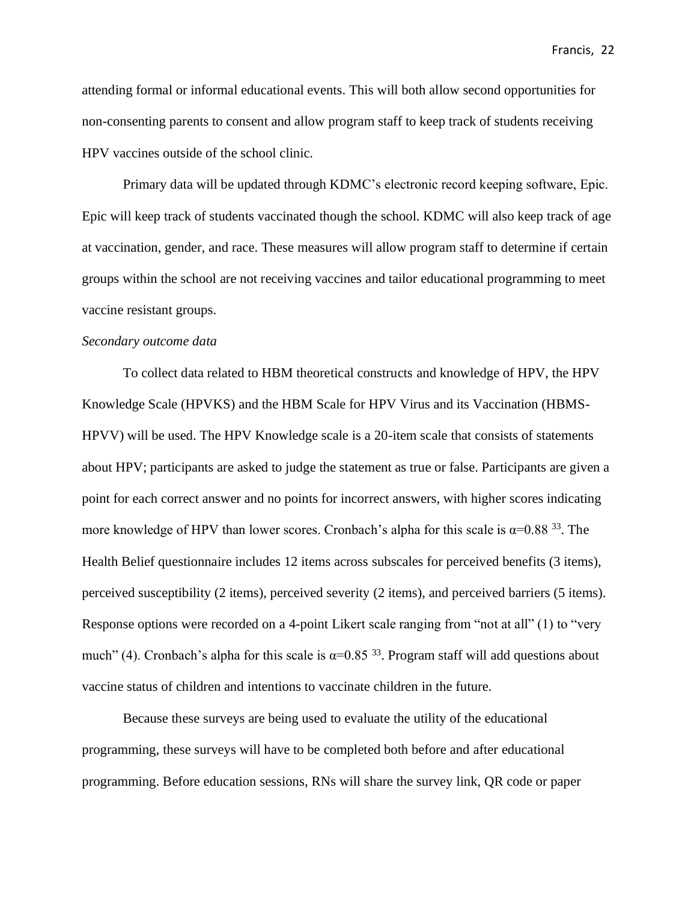attending formal or informal educational events. This will both allow second opportunities for non-consenting parents to consent and allow program staff to keep track of students receiving HPV vaccines outside of the school clinic.

Primary data will be updated through KDMC's electronic record keeping software, Epic. Epic will keep track of students vaccinated though the school. KDMC will also keep track of age at vaccination, gender, and race. These measures will allow program staff to determine if certain groups within the school are not receiving vaccines and tailor educational programming to meet vaccine resistant groups.

*Secondary outcome data*

To collect data related to HBM theoretical constructs and knowledge of HPV, the HPV Knowledge Scale (HPVKS) and the HBM Scale for HPV Virus and its Vaccination (HBMS-HPVV) will be used. The HPV Knowledge scale is a 20-item scale that consists of statements about HPV; participants are asked to judge the statement as true or false. Participants are given a point for each correct answer and no points for incorrect answers, with higher scores indicating more knowledge of HPV than lower scores. Cronbach's alpha for this scale is $\alpha=0.88$ [33]. The Health Belief questionnaire includes 12 items across subscales for perceived benefits (3 items), perceived susceptibility (2 items), perceived severity (2 items), and perceived barriers (5 items). Response options were recorded on a 4-point Likert scale ranging from "not at all" (1) to "very much" (4). Cronbach's alpha for this scale is $\alpha=0.85$ [33]. Program staff will add questions about vaccine status of children and intentions to vaccinate children in the future.

Because these surveys are being used to evaluate the utility of the educational programming, these surveys will have to be completed both before and after educational programming. Before education sessions, RNs will share the survey link, QR code or paper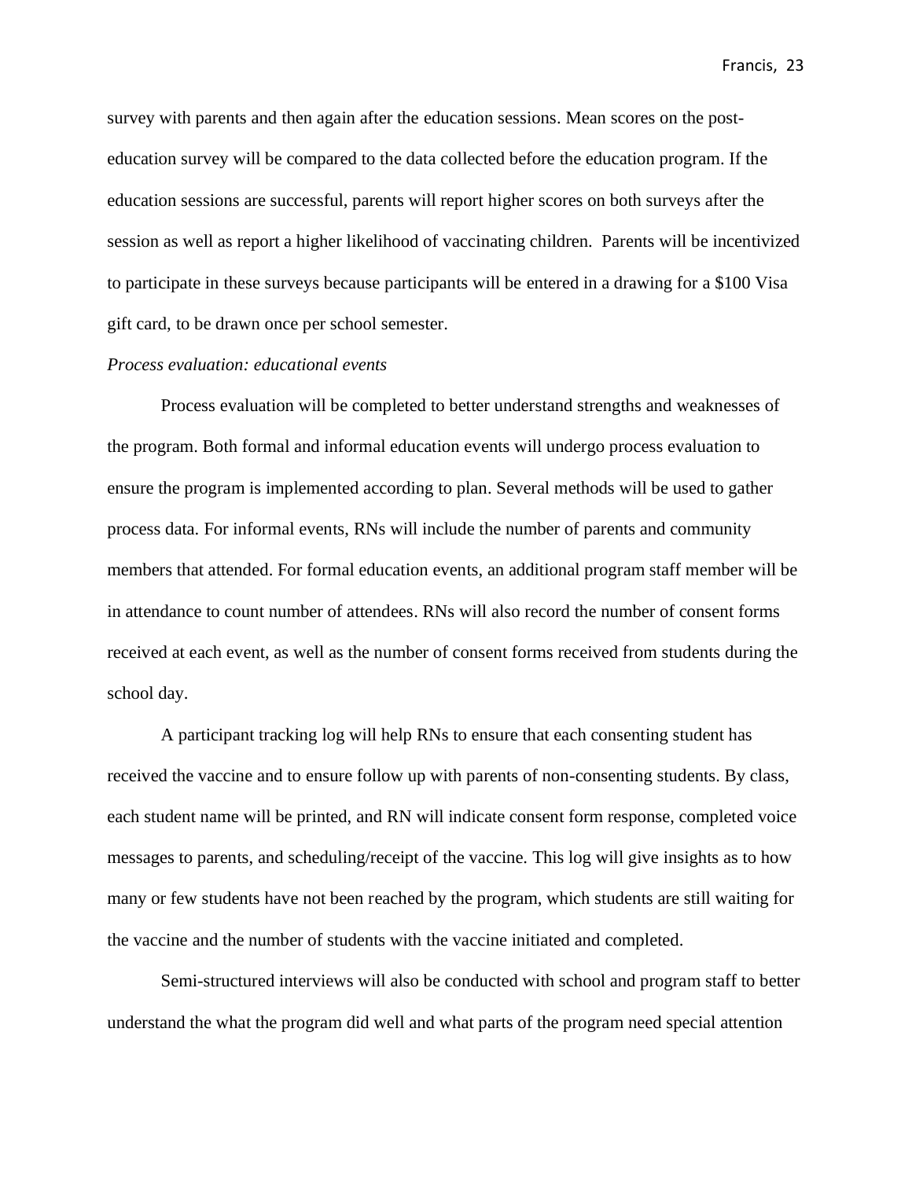survey with parents and then again after the education sessions. Mean scores on the post-education survey will be compared to the data collected before the education program. If the education sessions are successful, parents will report higher scores on both surveys after the session as well as report a higher likelihood of vaccinating children.  Parents will be incentivized to participate in these surveys because participants will be entered in a drawing for a $100 Visa gift card, to be drawn once per school semester.

*Process evaluation: educational events*

Process evaluation will be completed to better understand strengths and weaknesses of the program. Both formal and informal education events will undergo process evaluation to ensure the program is implemented according to plan. Several methods will be used to gather process data. For informal events, RNs will include the number of parents and community members that attended. For formal education events, an additional program staff member will be in attendance to count number of attendees. RNs will also record the number of consent forms received at each event, as well as the number of consent forms received from students during the school day.

A participant tracking log will help RNs to ensure that each consenting student has received the vaccine and to ensure follow up with parents of non-consenting students. By class, each student name will be printed, and RN will indicate consent form response, completed voice messages to parents, and scheduling/receipt of the vaccine. This log will give insights as to how many or few students have not been reached by the program, which students are still waiting for the vaccine and the number of students with the vaccine initiated and completed.

Semi-structured interviews will also be conducted with school and program staff to better understand the what the program did well and what parts of the program need special attention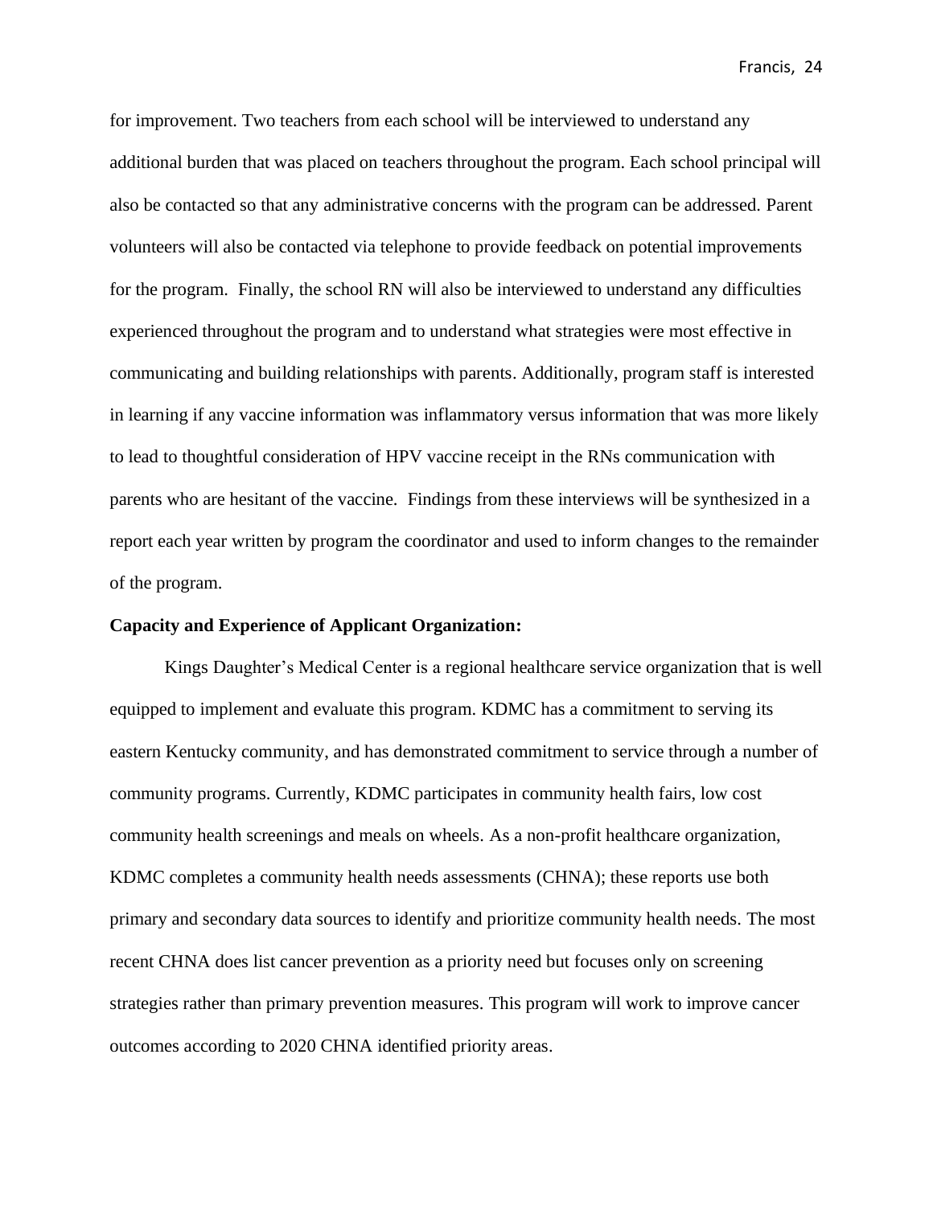for improvement. Two teachers from each school will be interviewed to understand any additional burden that was placed on teachers throughout the program. Each school principal will also be contacted so that any administrative concerns with the program can be addressed. Parent volunteers will also be contacted via telephone to provide feedback on potential improvements for the program. Finally, the school RN will also be interviewed to understand any difficulties experienced throughout the program and to understand what strategies were most effective in communicating and building relationships with parents. Additionally, program staff is interested in learning if any vaccine information was inflammatory versus information that was more likely to lead to thoughtful consideration of HPV vaccine receipt in the RNs communication with parents who are hesitant of the vaccine. Findings from these interviews will be synthesized in a report each year written by program the coordinator and used to inform changes to the remainder of the program.

**Capacity and Experience of Applicant Organization:**

Kings Daughter's Medical Center is a regional healthcare service organization that is well equipped to implement and evaluate this program. KDMC has a commitment to serving its eastern Kentucky community, and has demonstrated commitment to service through a number of community programs. Currently, KDMC participates in community health fairs, low cost community health screenings and meals on wheels. As a non-profit healthcare organization, KDMC completes a community health needs assessments (CHNA); these reports use both primary and secondary data sources to identify and prioritize community health needs. The most recent CHNA does list cancer prevention as a priority need but focuses only on screening strategies rather than primary prevention measures. This program will work to improve cancer outcomes according to 2020 CHNA identified priority areas.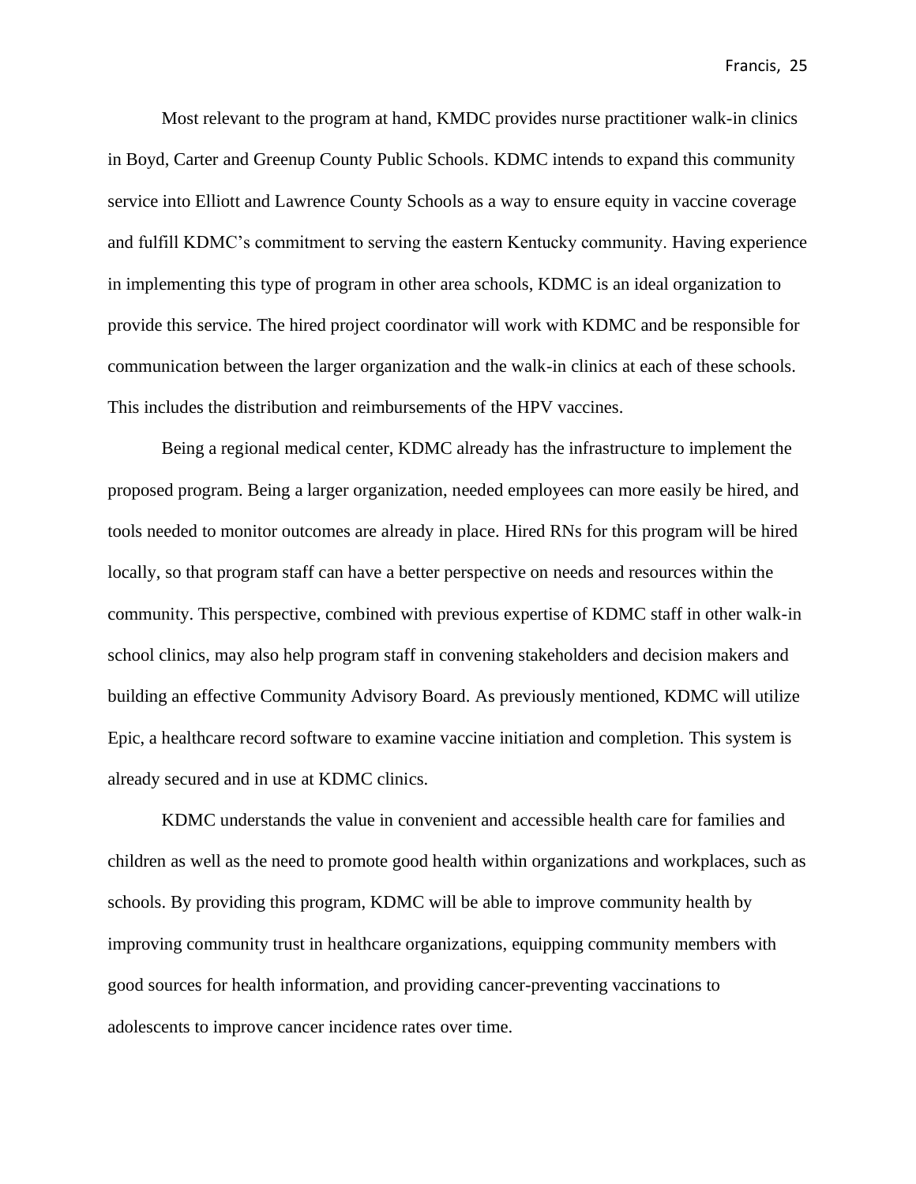Most relevant to the program at hand, KMDC provides nurse practitioner walk-in clinics in Boyd, Carter and Greenup County Public Schools. KDMC intends to expand this community service into Elliott and Lawrence County Schools as a way to ensure equity in vaccine coverage and fulfill KDMC's commitment to serving the eastern Kentucky community. Having experience in implementing this type of program in other area schools, KDMC is an ideal organization to provide this service. The hired project coordinator will work with KDMC and be responsible for communication between the larger organization and the walk-in clinics at each of these schools. This includes the distribution and reimbursements of the HPV vaccines.

Being a regional medical center, KDMC already has the infrastructure to implement the proposed program. Being a larger organization, needed employees can more easily be hired, and tools needed to monitor outcomes are already in place. Hired RNs for this program will be hired locally, so that program staff can have a better perspective on needs and resources within the community. This perspective, combined with previous expertise of KDMC staff in other walk-in school clinics, may also help program staff in convening stakeholders and decision makers and building an effective Community Advisory Board. As previously mentioned, KDMC will utilize Epic, a healthcare record software to examine vaccine initiation and completion. This system is already secured and in use at KDMC clinics.

KDMC understands the value in convenient and accessible health care for families and children as well as the need to promote good health within organizations and workplaces, such as schools. By providing this program, KDMC will be able to improve community health by improving community trust in healthcare organizations, equipping community members with good sources for health information, and providing cancer-preventing vaccinations to adolescents to improve cancer incidence rates over time.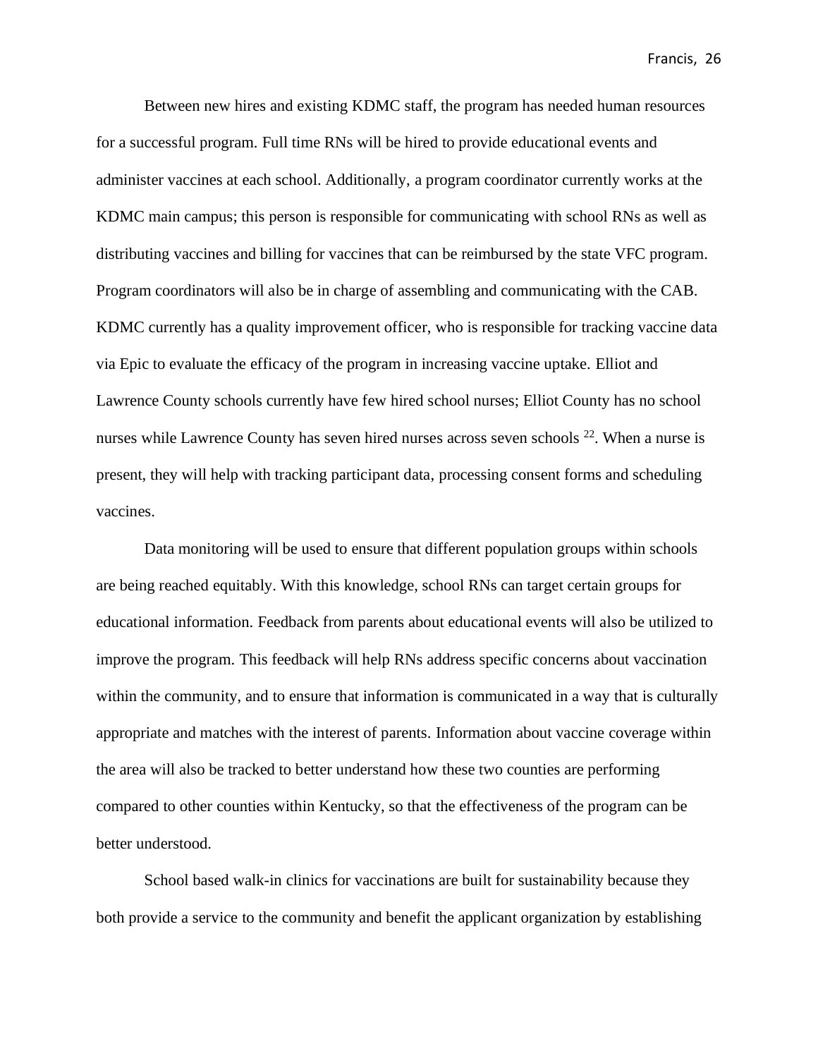Between new hires and existing KDMC staff, the program has needed human resources for a successful program. Full time RNs will be hired to provide educational events and administer vaccines at each school. Additionally, a program coordinator currently works at the KDMC main campus; this person is responsible for communicating with school RNs as well as distributing vaccines and billing for vaccines that can be reimbursed by the state VFC program. Program coordinators will also be in charge of assembling and communicating with the CAB. KDMC currently has a quality improvement officer, who is responsible for tracking vaccine data via Epic to evaluate the efficacy of the program in increasing vaccine uptake. Elliot and Lawrence County schools currently have few hired school nurses; Elliot County has no school nurses while Lawrence County has seven hired nurses across seven schools [22]. When a nurse is present, they will help with tracking participant data, processing consent forms and scheduling vaccines.

Data monitoring will be used to ensure that different population groups within schools are being reached equitably. With this knowledge, school RNs can target certain groups for educational information. Feedback from parents about educational events will also be utilized to improve the program. This feedback will help RNs address specific concerns about vaccination within the community, and to ensure that information is communicated in a way that is culturally appropriate and matches with the interest of parents. Information about vaccine coverage within the area will also be tracked to better understand how these two counties are performing compared to other counties within Kentucky, so that the effectiveness of the program can be better understood.

School based walk-in clinics for vaccinations are built for sustainability because they both provide a service to the community and benefit the applicant organization by establishing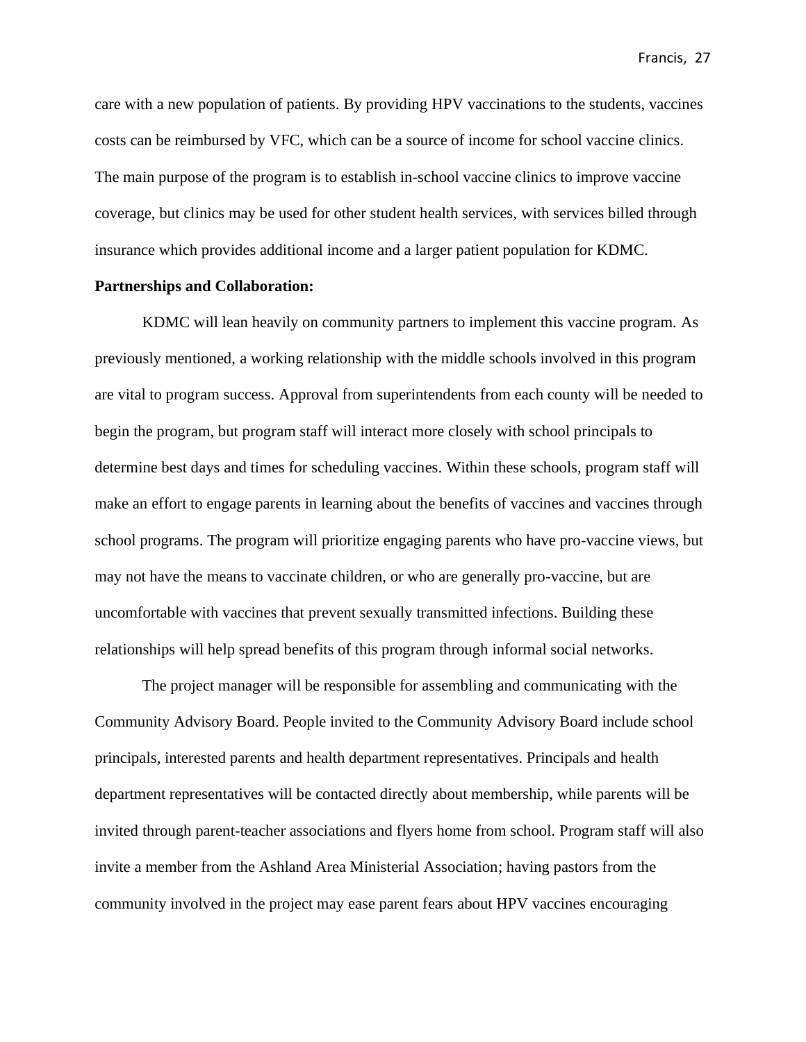care with a new population of patients. By providing HPV vaccinations to the students, vaccines costs can be reimbursed by VFC, which can be a source of income for school vaccine clinics. The main purpose of the program is to establish in-school vaccine clinics to improve vaccine coverage, but clinics may be used for other student health services, with services billed through insurance which provides additional income and a larger patient population for KDMC.

**Partnerships and Collaboration:**

KDMC will lean heavily on community partners to implement this vaccine program. As previously mentioned, a working relationship with the middle schools involved in this program are vital to program success. Approval from superintendents from each county will be needed to begin the program, but program staff will interact more closely with school principals to determine best days and times for scheduling vaccines. Within these schools, program staff will make an effort to engage parents in learning about the benefits of vaccines and vaccines through school programs. The program will prioritize engaging parents who have pro-vaccine views, but may not have the means to vaccinate children, or who are generally pro-vaccine, but are uncomfortable with vaccines that prevent sexually transmitted infections. Building these relationships will help spread benefits of this program through informal social networks.

The project manager will be responsible for assembling and communicating with the Community Advisory Board. People invited to the Community Advisory Board include school principals, interested parents and health department representatives. Principals and health department representatives will be contacted directly about membership, while parents will be invited through parent-teacher associations and flyers home from school. Program staff will also invite a member from the Ashland Area Ministerial Association; having pastors from the community involved in the project may ease parent fears about HPV vaccines encouraging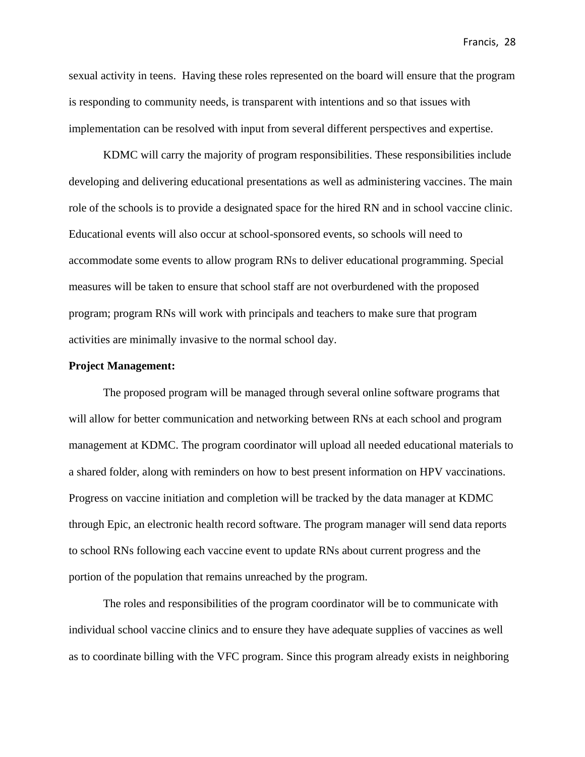sexual activity in teens. Having these roles represented on the board will ensure that the program is responding to community needs, is transparent with intentions and so that issues with implementation can be resolved with input from several different perspectives and expertise.

KDMC will carry the majority of program responsibilities. These responsibilities include developing and delivering educational presentations as well as administering vaccines. The main role of the schools is to provide a designated space for the hired RN and in school vaccine clinic. Educational events will also occur at school-sponsored events, so schools will need to accommodate some events to allow program RNs to deliver educational programming. Special measures will be taken to ensure that school staff are not overburdened with the proposed program; program RNs will work with principals and teachers to make sure that program activities are minimally invasive to the normal school day.

**Project Management:**

The proposed program will be managed through several online software programs that will allow for better communication and networking between RNs at each school and program management at KDMC. The program coordinator will upload all needed educational materials to a shared folder, along with reminders on how to best present information on HPV vaccinations. Progress on vaccine initiation and completion will be tracked by the data manager at KDMC through Epic, an electronic health record software. The program manager will send data reports to school RNs following each vaccine event to update RNs about current progress and the portion of the population that remains unreached by the program.

The roles and responsibilities of the program coordinator will be to communicate with individual school vaccine clinics and to ensure they have adequate supplies of vaccines as well as to coordinate billing with the VFC program. Since this program already exists in neighboring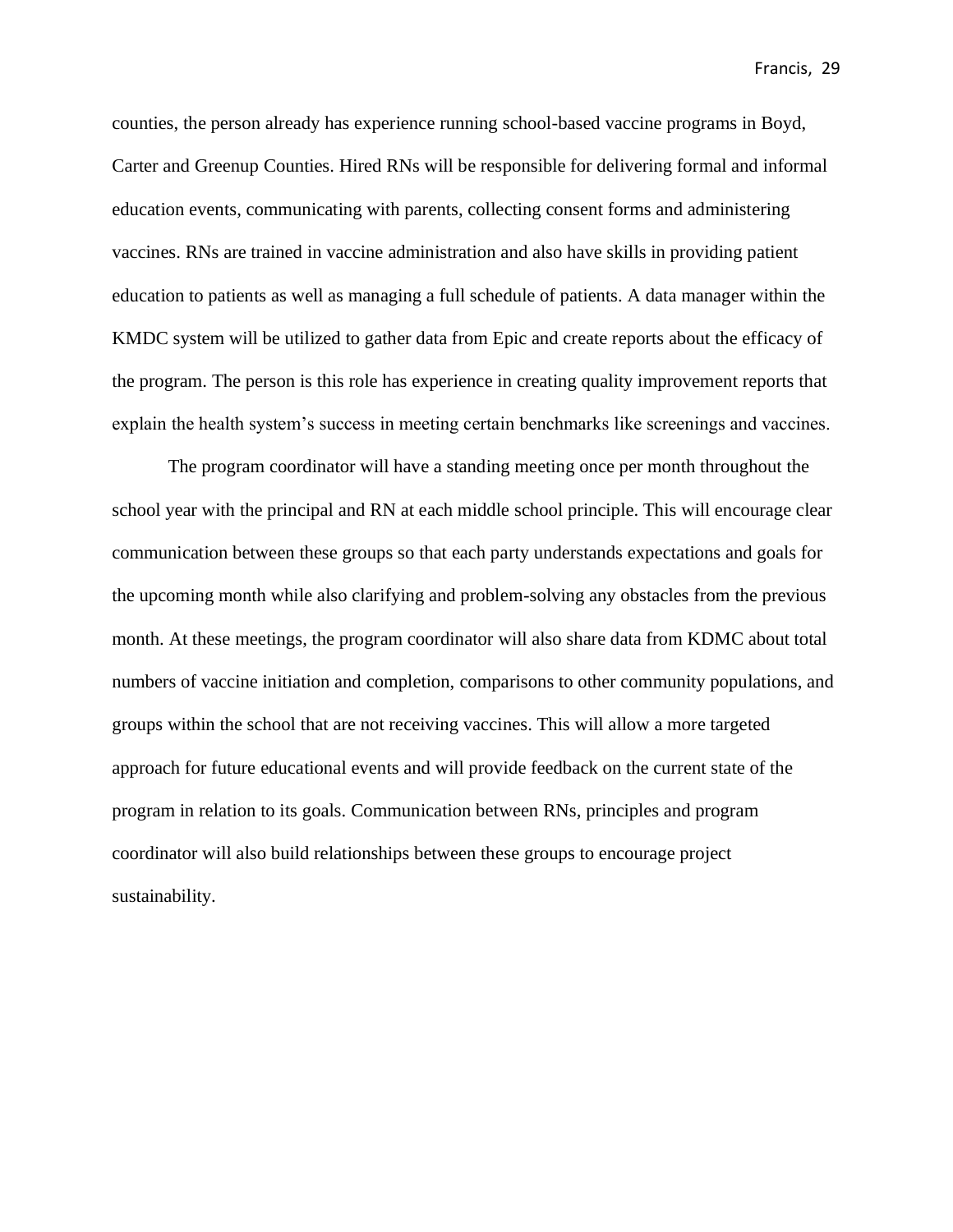counties, the person already has experience running school-based vaccine programs in Boyd, Carter and Greenup Counties. Hired RNs will be responsible for delivering formal and informal education events, communicating with parents, collecting consent forms and administering vaccines. RNs are trained in vaccine administration and also have skills in providing patient education to patients as well as managing a full schedule of patients. A data manager within the KMDC system will be utilized to gather data from Epic and create reports about the efficacy of the program. The person is this role has experience in creating quality improvement reports that explain the health system's success in meeting certain benchmarks like screenings and vaccines.

The program coordinator will have a standing meeting once per month throughout the school year with the principal and RN at each middle school principle. This will encourage clear communication between these groups so that each party understands expectations and goals for the upcoming month while also clarifying and problem-solving any obstacles from the previous month. At these meetings, the program coordinator will also share data from KDMC about total numbers of vaccine initiation and completion, comparisons to other community populations, and groups within the school that are not receiving vaccines. This will allow a more targeted approach for future educational events and will provide feedback on the current state of the program in relation to its goals. Communication between RNs, principles and program coordinator will also build relationships between these groups to encourage project sustainability.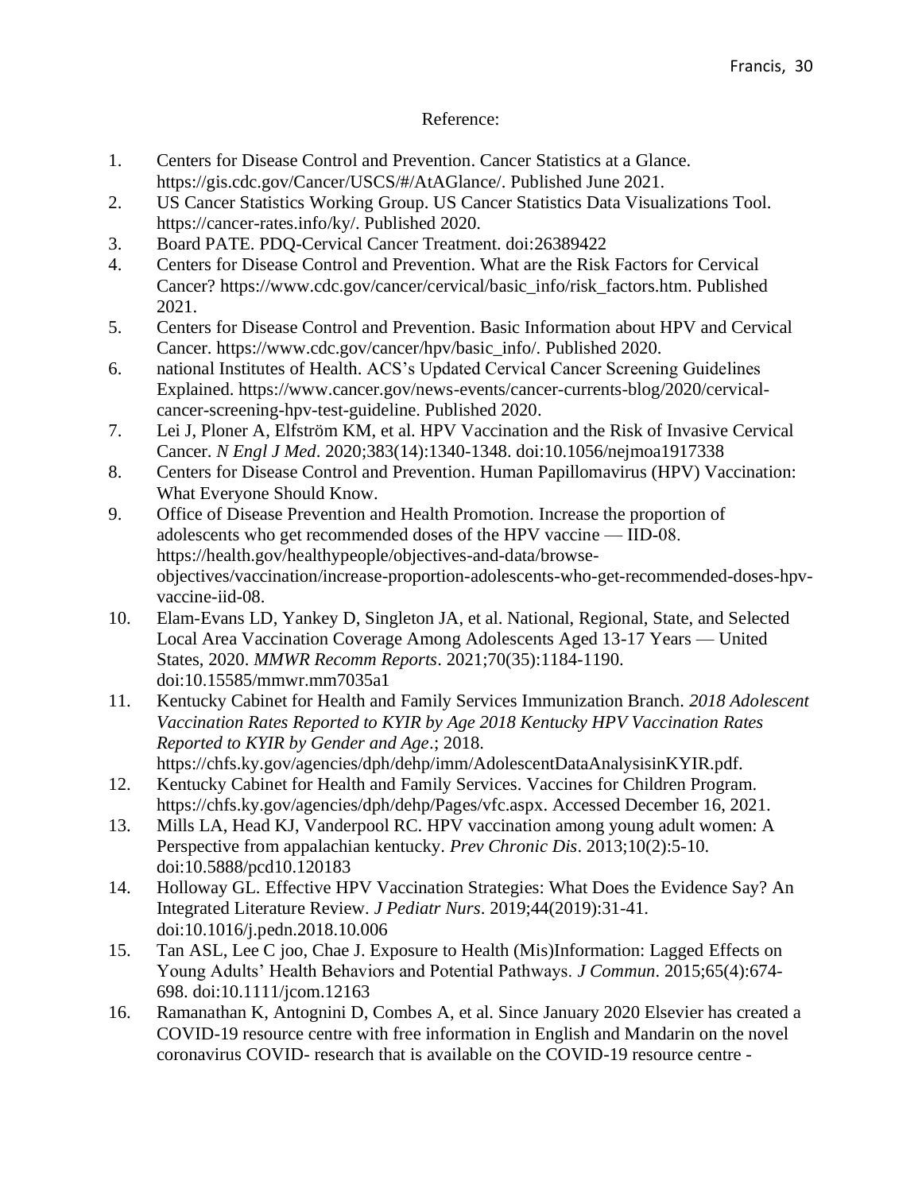Reference:

1. Centers for Disease Control and Prevention. Cancer Statistics at a Glance. https://gis.cdc.gov/Cancer/USCS/#/AtAGlance/. Published June 2021.
2. US Cancer Statistics Working Group. US Cancer Statistics Data Visualizations Tool. https://cancer-rates.info/ky/. Published 2020.
3. Board PATE. PDQ-Cervical Cancer Treatment. doi:26389422
4. Centers for Disease Control and Prevention. What are the Risk Factors for Cervical Cancer? https://www.cdc.gov/cancer/cervical/basic_info/risk_factors.htm. Published 2021.
5. Centers for Disease Control and Prevention. Basic Information about HPV and Cervical Cancer. https://www.cdc.gov/cancer/hpv/basic_info/. Published 2020.
6. national Institutes of Health. ACS's Updated Cervical Cancer Screening Guidelines Explained. https://www.cancer.gov/news-events/cancer-currents-blog/2020/cervical-cancer-screening-hpv-test-guideline. Published 2020.
7. Lei J, Ploner A, Elfström KM, et al. HPV Vaccination and the Risk of Invasive Cervical Cancer. *N Engl J Med*. 2020;383(14):1340-1348. doi:10.1056/nejmoa1917338
8. Centers for Disease Control and Prevention. Human Papillomavirus (HPV) Vaccination: What Everyone Should Know.
9. Office of Disease Prevention and Health Promotion. Increase the proportion of adolescents who get recommended doses of the HPV vaccine — IID-08. https://health.gov/healthypeople/objectives-and-data/browse-objectives/vaccination/increase-proportion-adolescents-who-get-recommended-doses-hpv-vaccine-iid-08.
10. Elam-Evans LD, Yankey D, Singleton JA, et al. National, Regional, State, and Selected Local Area Vaccination Coverage Among Adolescents Aged 13-17 Years — United States, 2020. *MMWR Recomm Reports*. 2021;70(35):1184-1190. doi:10.15585/mmwr.mm7035a1
11. Kentucky Cabinet for Health and Family Services Immunization Branch. *2018 Adolescent Vaccination Rates Reported to KYIR by Age 2018 Kentucky HPV Vaccination Rates Reported to KYIR by Gender and Age*.; 2018. https://chfs.ky.gov/agencies/dph/dehp/imm/AdolescentDataAnalysisinKYIR.pdf.
12. Kentucky Cabinet for Health and Family Services. Vaccines for Children Program. https://chfs.ky.gov/agencies/dph/dehp/Pages/vfc.aspx. Accessed December 16, 2021.
13. Mills LA, Head KJ, Vanderpool RC. HPV vaccination among young adult women: A Perspective from appalachian kentucky. *Prev Chronic Dis*. 2013;10(2):5-10. doi:10.5888/pcd10.120183
14. Holloway GL. Effective HPV Vaccination Strategies: What Does the Evidence Say? An Integrated Literature Review. *J Pediatr Nurs*. 2019;44(2019):31-41. doi:10.1016/j.pedn.2018.10.006
15. Tan ASL, Lee C joo, Chae J. Exposure to Health (Mis)Information: Lagged Effects on Young Adults' Health Behaviors and Potential Pathways. *J Commun*. 2015;65(4):674-698. doi:10.1111/jcom.12163
16. Ramanathan K, Antognini D, Combes A, et al. Since January 2020 Elsevier has created a COVID-19 resource centre with free information in English and Mandarin on the novel coronavirus COVID- research that is available on the COVID-19 resource centre -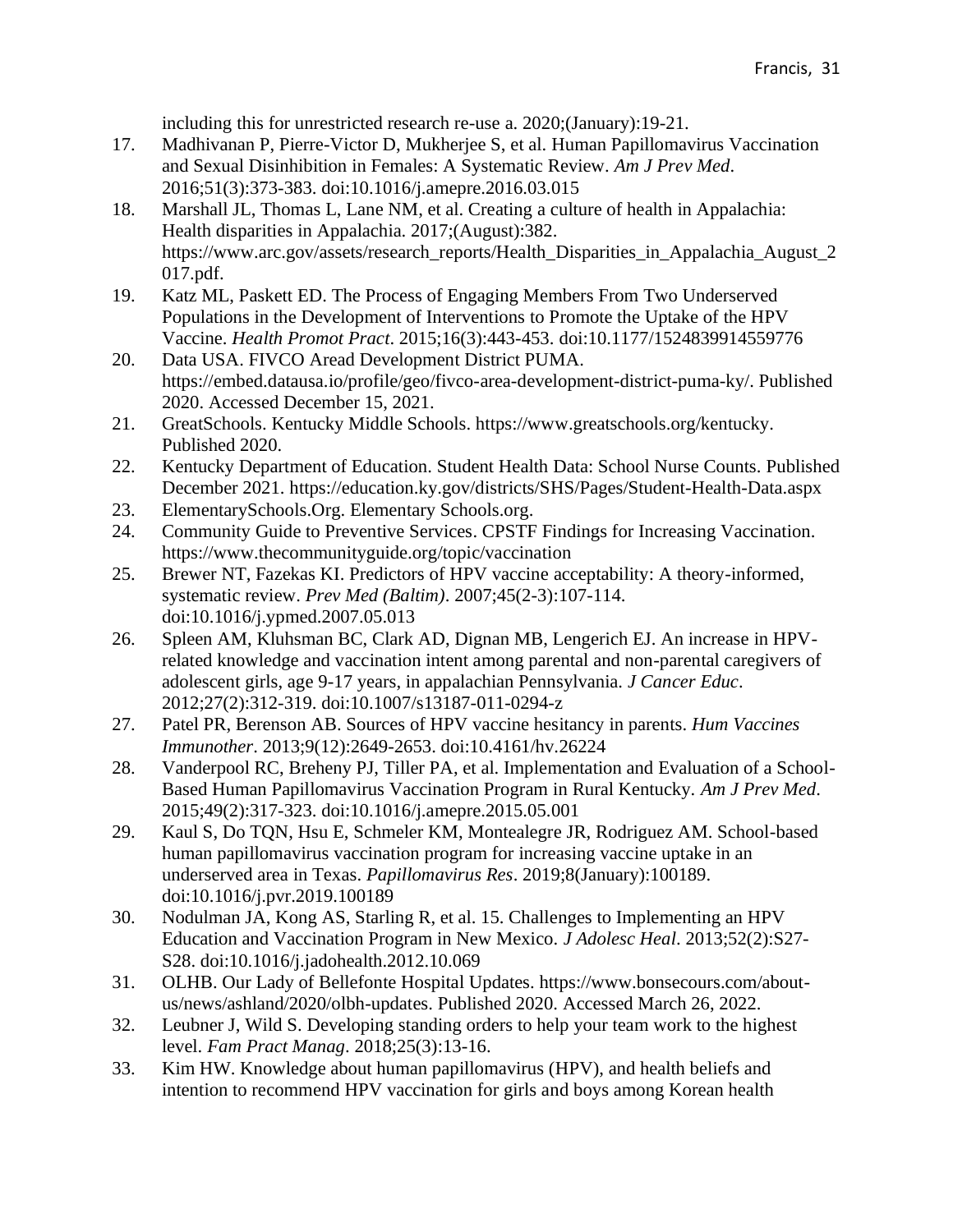including this for unrestricted research re-use a. 2020;(January):19-21.

17. Madhivanan P, Pierre-Victor D, Mukherjee S, et al. Human Papillomavirus Vaccination and Sexual Disinhibition in Females: A Systematic Review. *Am J Prev Med*. 2016;51(3):373-383. doi:10.1016/j.amepre.2016.03.015
18. Marshall JL, Thomas L, Lane NM, et al. Creating a culture of health in Appalachia: Health disparities in Appalachia. 2017;(August):382. https://www.arc.gov/assets/research_reports/Health_Disparities_in_Appalachia_August_2017.pdf.
19. Katz ML, Paskett ED. The Process of Engaging Members From Two Underserved Populations in the Development of Interventions to Promote the Uptake of the HPV Vaccine. *Health Promot Pract*. 2015;16(3):443-453. doi:10.1177/1524839914559776
20. Data USA. FIVCO Aread Development District PUMA. https://embed.datausa.io/profile/geo/fivco-area-development-district-puma-ky/. Published 2020. Accessed December 15, 2021.
21. GreatSchools. Kentucky Middle Schools. https://www.greatschools.org/kentucky. Published 2020.
22. Kentucky Department of Education. Student Health Data: School Nurse Counts. Published December 2021. https://education.ky.gov/districts/SHS/Pages/Student-Health-Data.aspx
23. ElementarySchools.Org. Elementary Schools.org.
24. Community Guide to Preventive Services. CPSTF Findings for Increasing Vaccination. https://www.thecommunityguide.org/topic/vaccination
25. Brewer NT, Fazekas KI. Predictors of HPV vaccine acceptability: A theory-informed, systematic review. *Prev Med (Baltim)*. 2007;45(2-3):107-114. doi:10.1016/j.ypmed.2007.05.013
26. Spleen AM, Kluhsman BC, Clark AD, Dignan MB, Lengerich EJ. An increase in HPV-related knowledge and vaccination intent among parental and non-parental caregivers of adolescent girls, age 9-17 years, in appalachian Pennsylvania. *J Cancer Educ*. 2012;27(2):312-319. doi:10.1007/s13187-011-0294-z
27. Patel PR, Berenson AB. Sources of HPV vaccine hesitancy in parents. *Hum Vaccines Immunother*. 2013;9(12):2649-2653. doi:10.4161/hv.26224
28. Vanderpool RC, Breheny PJ, Tiller PA, et al. Implementation and Evaluation of a School-Based Human Papillomavirus Vaccination Program in Rural Kentucky. *Am J Prev Med*. 2015;49(2):317-323. doi:10.1016/j.amepre.2015.05.001
29. Kaul S, Do TQN, Hsu E, Schmeler KM, Montealegre JR, Rodriguez AM. School-based human papillomavirus vaccination program for increasing vaccine uptake in an underserved area in Texas. *Papillomavirus Res*. 2019;8(January):100189. doi:10.1016/j.pvr.2019.100189
30. Nodulman JA, Kong AS, Starling R, et al. 15. Challenges to Implementing an HPV Education and Vaccination Program in New Mexico. *J Adolesc Heal*. 2013;52(2):S27-S28. doi:10.1016/j.jadohealth.2012.10.069
31. OLHB. Our Lady of Bellefonte Hospital Updates. https://www.bonsecours.com/about-us/news/ashland/2020/olbh-updates. Published 2020. Accessed March 26, 2022.
32. Leubner J, Wild S. Developing standing orders to help your team work to the highest level. *Fam Pract Manag*. 2018;25(3):13-16.
33. Kim HW. Knowledge about human papillomavirus (HPV), and health beliefs and intention to recommend HPV vaccination for girls and boys among Korean health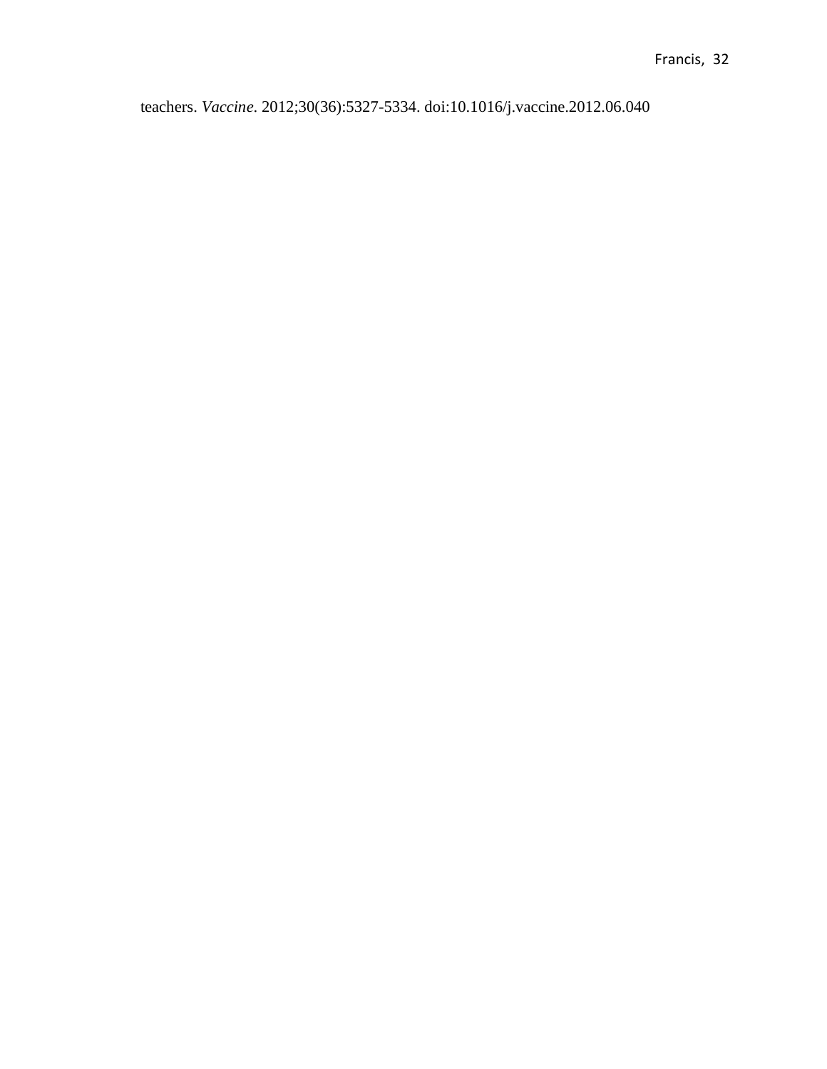teachers. *Vaccine*. 2012;30(36):5327-5334. doi:10.1016/j.vaccine.2012.06.040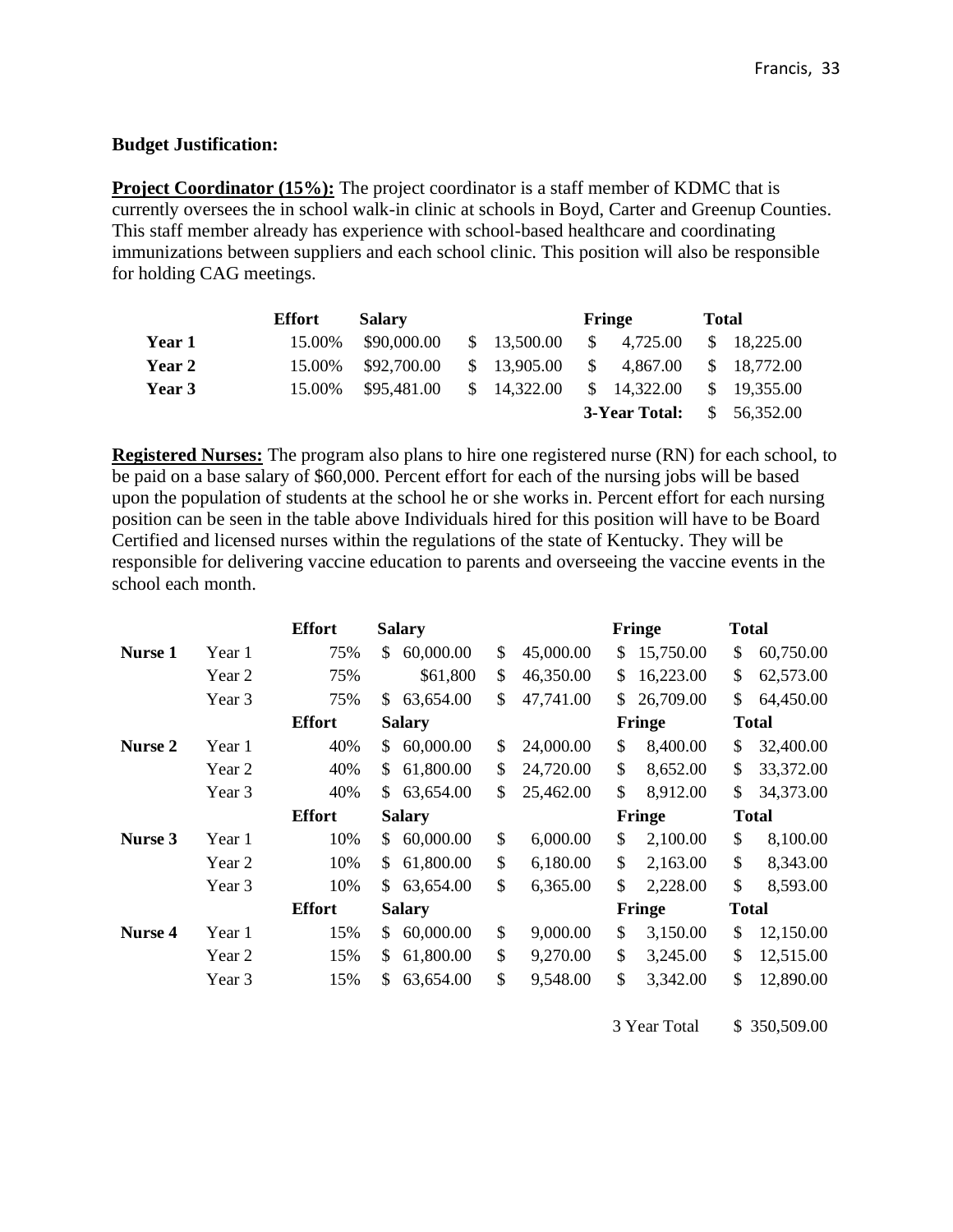**Budget Justification:**

**Project Coordinator (15%):** The project coordinator is a staff member of KDMC that is currently oversees the in school walk-in clinic at schools in Boyd, Carter and Greenup Counties. This staff member already has experience with school-based healthcare and coordinating immunizations between suppliers and each school clinic. This position will also be responsible for holding CAG meetings.

| | Effort | Salary | | Fringe | Total |
|---|---|---|---|---|---|
| **Year 1** | 15.00% | $90,000.00 | $ 13,500.00 | $ 4,725.00 | $ 18,225.00 |
| **Year 2** | 15.00% | $92,700.00 | $ 13,905.00 | $ 4,867.00 | $ 18,772.00 |
| **Year 3** | 15.00% | $95,481.00 | $ 14,322.00 | $ 14,322.00 | $ 19,355.00 |
| | | | | **3-Year Total:** | $ 56,352.00 |

**Registered Nurses:** The program also plans to hire one registered nurse (RN) for each school, to be paid on a base salary of $60,000. Percent effort for each of the nursing jobs will be based upon the population of students at the school he or she works in. Percent effort for each nursing position can be seen in the table above Individuals hired for this position will have to be Board Certified and licensed nurses within the regulations of the state of Kentucky. They will be responsible for delivering vaccine education to parents and overseeing the vaccine events in the school each month.

| | | Effort | Salary | | Fringe | Total |
|---|---|---|---|---|---|---|
| **Nurse 1** | Year 1 | 75% | $ 60,000.00 | $ 45,000.00 | $ 15,750.00 | $ 60,750.00 |
| | Year 2 | 75% | $61,800 | $ 46,350.00 | $ 16,223.00 | $ 62,573.00 |
| | Year 3 | 75% | $ 63,654.00 | $ 47,741.00 | $ 26,709.00 | $ 64,450.00 |
| | | **Effort** | **Salary** | | **Fringe** | **Total** |
| **Nurse 2** | Year 1 | 40% | $ 60,000.00 | $ 24,000.00 | $ 8,400.00 | $ 32,400.00 |
| | Year 2 | 40% | $ 61,800.00 | $ 24,720.00 | $ 8,652.00 | $ 33,372.00 |
| | Year 3 | 40% | $ 63,654.00 | $ 25,462.00 | $ 8,912.00 | $ 34,373.00 |
| | | **Effort** | **Salary** | | **Fringe** | **Total** |
| **Nurse 3** | Year 1 | 10% | $ 60,000.00 | $ 6,000.00 | $ 2,100.00 | $ 8,100.00 |
| | Year 2 | 10% | $ 61,800.00 | $ 6,180.00 | $ 2,163.00 | $ 8,343.00 |
| | Year 3 | 10% | $ 63,654.00 | $ 6,365.00 | $ 2,228.00 | $ 8,593.00 |
| | | **Effort** | **Salary** | | **Fringe** | **Total** |
| **Nurse 4** | Year 1 | 15% | $ 60,000.00 | $ 9,000.00 | $ 3,150.00 | $ 12,150.00 |
| | Year 2 | 15% | $ 61,800.00 | $ 9,270.00 | $ 3,245.00 | $ 12,515.00 |
| | Year 3 | 15% | $ 63,654.00 | $ 9,548.00 | $ 3,342.00 | $ 12,890.00 |
| | | | | | 3 Year Total | $ 350,509.00 |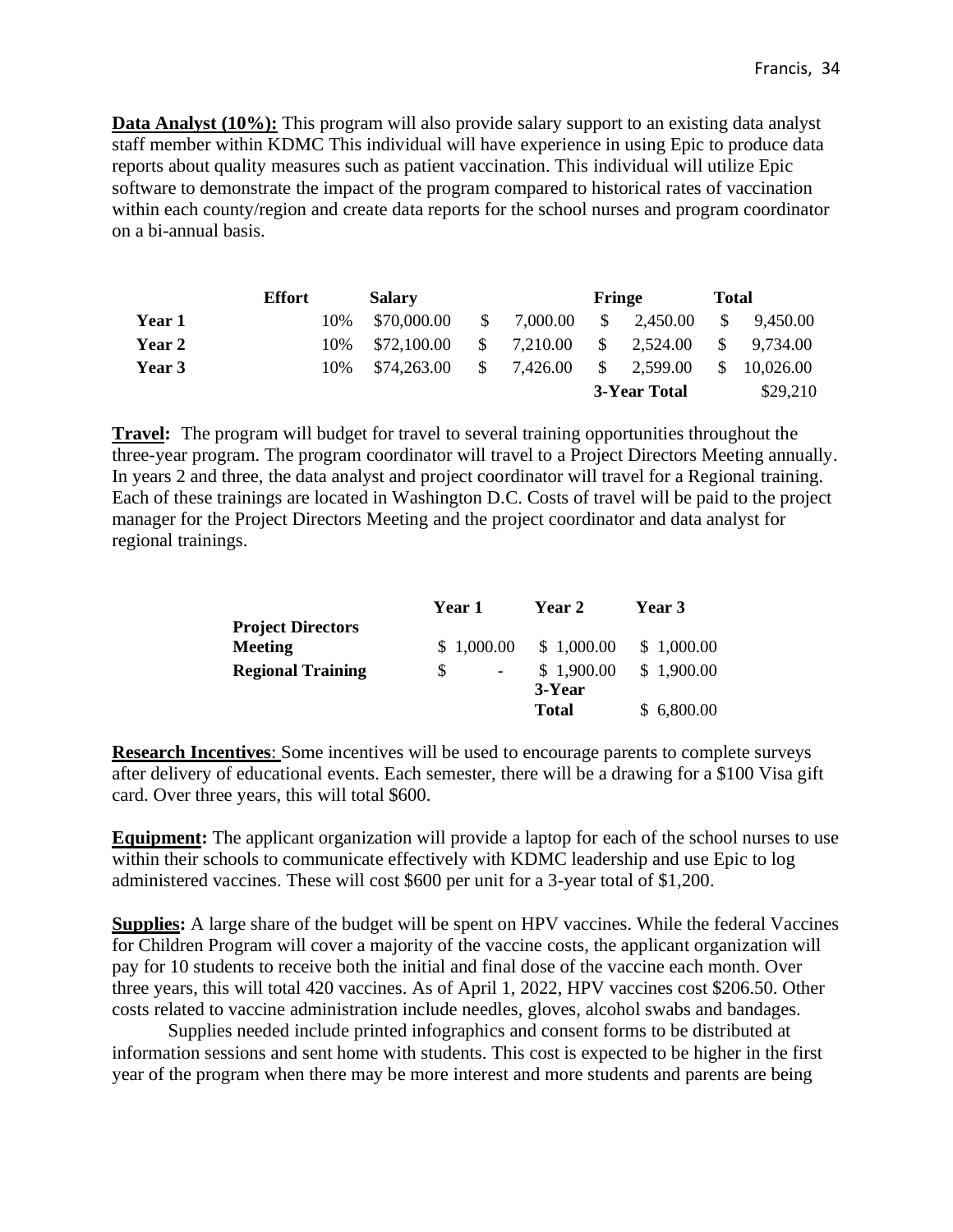**Data Analyst (10%):** This program will also provide salary support to an existing data analyst staff member within KDMC This individual will have experience in using Epic to produce data reports about quality measures such as patient vaccination. This individual will utilize Epic software to demonstrate the impact of the program compared to historical rates of vaccination within each county/region and create data reports for the school nurses and program coordinator on a bi-annual basis.

| | Effort | Salary | | Fringe | Total |
|---|---|---|---|---|---|
| **Year 1** | 10% | $70,000.00 | $ 7,000.00 | $ 2,450.00 | $ 9,450.00 |
| **Year 2** | 10% | $72,100.00 | $ 7,210.00 | $ 2,524.00 | $ 9,734.00 |
| **Year 3** | 10% | $74,263.00 | $ 7,426.00 | $ 2,599.00 | $ 10,026.00 |
| | | | | **3-Year Total** | $29,210 |

**Travel:** The program will budget for travel to several training opportunities throughout the three-year program. The program coordinator will travel to a Project Directors Meeting annually. In years 2 and three, the data analyst and project coordinator will travel for a Regional training. Each of these trainings are located in Washington D.C. Costs of travel will be paid to the project manager for the Project Directors Meeting and the project coordinator and data analyst for regional trainings.

| | Year 1 | Year 2 | Year 3 |
|---|---|---|---|
| **Project Directors Meeting** | $ 1,000.00 | $ 1,000.00 | $ 1,000.00 |
| **Regional Training** | $ - | $ 1,900.00 | $ 1,900.00 |
| | | **3-Year Total** | $ 6,800.00 |

**Research Incentives**: Some incentives will be used to encourage parents to complete surveys after delivery of educational events. Each semester, there will be a drawing for a $100 Visa gift card. Over three years, this will total $600.

**Equipment:** The applicant organization will provide a laptop for each of the school nurses to use within their schools to communicate effectively with KDMC leadership and use Epic to log administered vaccines. These will cost $600 per unit for a 3-year total of $1,200.

**Supplies:** A large share of the budget will be spent on HPV vaccines. While the federal Vaccines for Children Program will cover a majority of the vaccine costs, the applicant organization will pay for 10 students to receive both the initial and final dose of the vaccine each month. Over three years, this will total 420 vaccines. As of April 1, 2022, HPV vaccines cost $206.50. Other costs related to vaccine administration include needles, gloves, alcohol swabs and bandages.

Supplies needed include printed infographics and consent forms to be distributed at information sessions and sent home with students. This cost is expected to be higher in the first year of the program when there may be more interest and more students and parents are being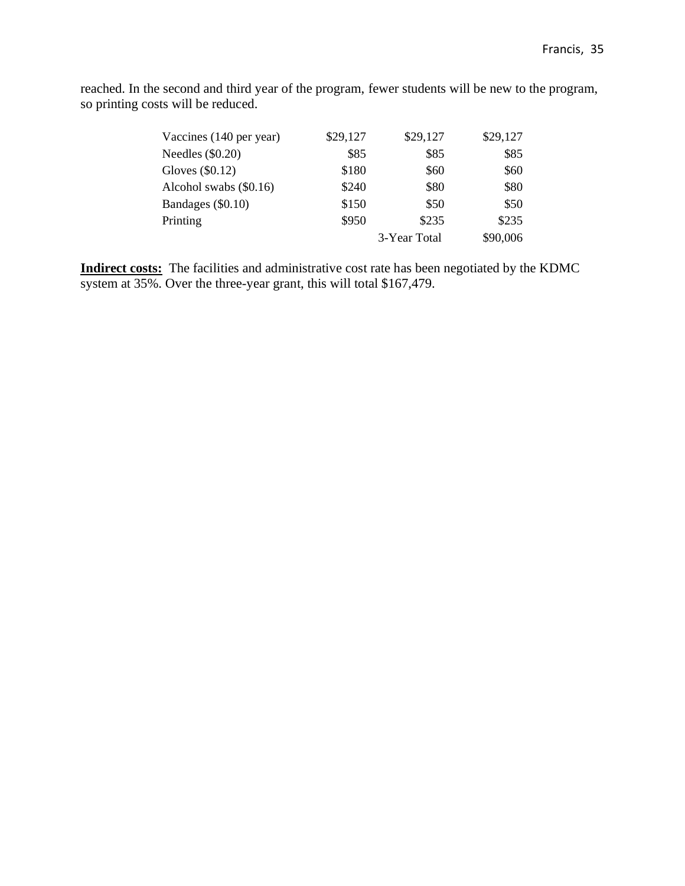reached. In the second and third year of the program, fewer students will be new to the program, so printing costs will be reduced.

| | | | |
|---|---|---|---|
| Vaccines (140 per year) | $29,127 | $29,127 | $29,127 |
| Needles ($0.20) | $85 | $85 | $85 |
| Gloves ($0.12) | $180 | $60 | $60 |
| Alcohol swabs ($0.16) | $240 | $80 | $80 |
| Bandages ($0.10) | $150 | $50 | $50 |
| Printing | $950 | $235 | $235 |
| | | 3-Year Total | $90,006 |

**Indirect costs:** The facilities and administrative cost rate has been negotiated by the KDMC system at 35%. Over the three-year grant, this will total $167,479.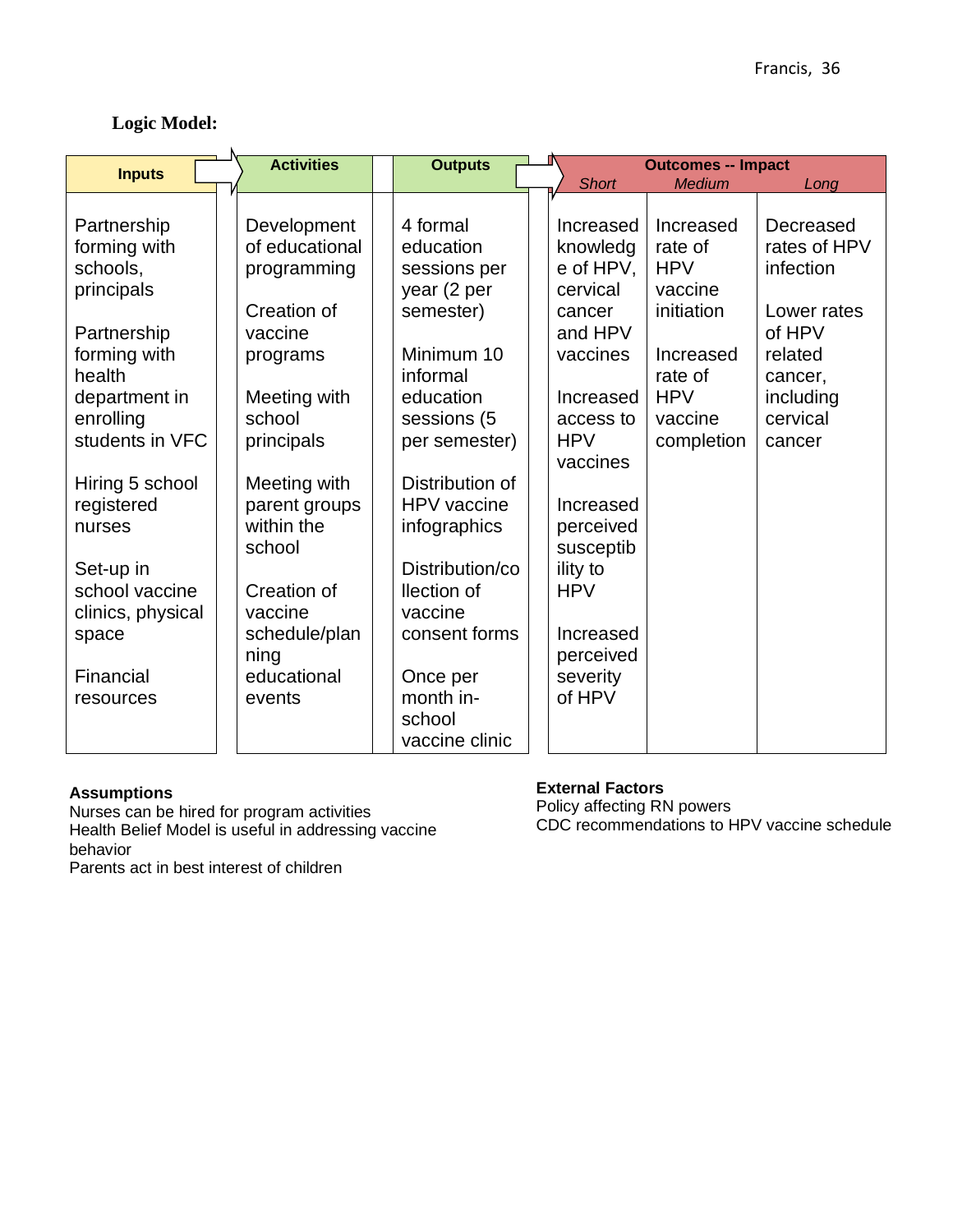**Logic Model:**

| Inputs | Activities | Outputs | Outcomes -- Impact: Short | Medium | Long |
|---|---|---|---|---|---|
| Partnership forming with schools, principals<br><br>Partnership forming with health department in enrolling students in VFC<br><br>Hiring 5 school registered nurses<br><br>Set-up in school vaccine clinics, physical space<br><br>Financial resources | Development of educational programming<br><br>Creation of vaccine programs<br><br>Meeting with school principals<br><br>Meeting with parent groups within the school<br><br>Creation of vaccine schedule/planning educational events | 4 formal education sessions per year (2 per semester)<br><br>Minimum 10 informal education sessions (5 per semester)<br><br>Distribution of HPV vaccine infographics<br><br>Distribution/collection of vaccine consent forms<br><br>Once per month in-school vaccine clinic | Increased knowledge of HPV, cervical cancer and HPV vaccines<br><br>Increased access to HPV vaccines<br><br>Increased perceived susceptibility to HPV<br><br>Increased perceived severity of HPV | Increased rate of HPV vaccine initiation<br><br>Increased rate of HPV vaccine completion | Decreased rates of HPV infection<br><br>Lower rates of HPV related cancer, including cervical cancer |

**Assumptions**

Nurses can be hired for program activities
Health Belief Model is useful in addressing vaccine behavior
Parents act in best interest of children

**External Factors**

Policy affecting RN powers
CDC recommendations to HPV vaccine schedule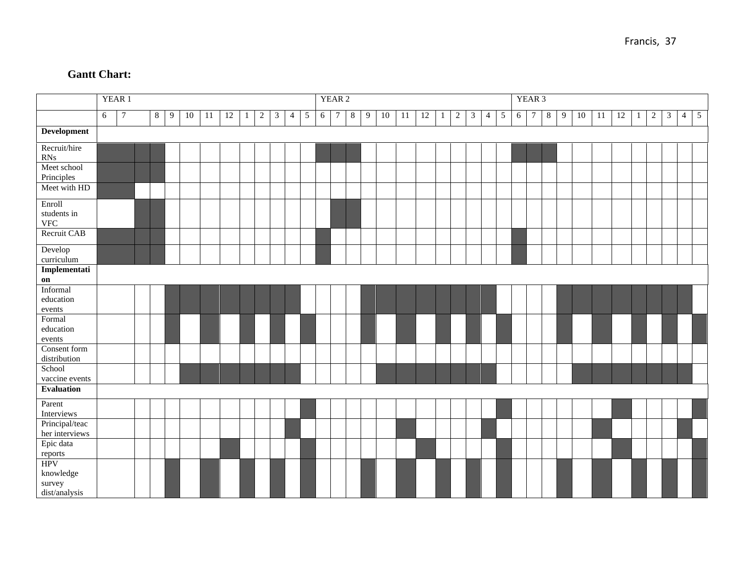**Gantt Chart:**

YEAR 1

6 7 8 9 10 11 12 1 2 3 4 5

YEAR 2

6 7 8 9 10 11 12 1 2 3 4 5

YEAR 3

6 7 8 9 10 11 12 1 2 3 4 5

**Development**

Recruit/hire RNs

Meet school Principles

Meet with HD

Enroll students in VFC

Recruit CAB

Develop curriculum

**Implementation**

Informal education events

Formal education events

Consent form distribution

School vaccine events

**Evaluation**

Parent Interviews

Principal/teacher interviews

Epic data reports

HPV knowledge survey dist/analysis